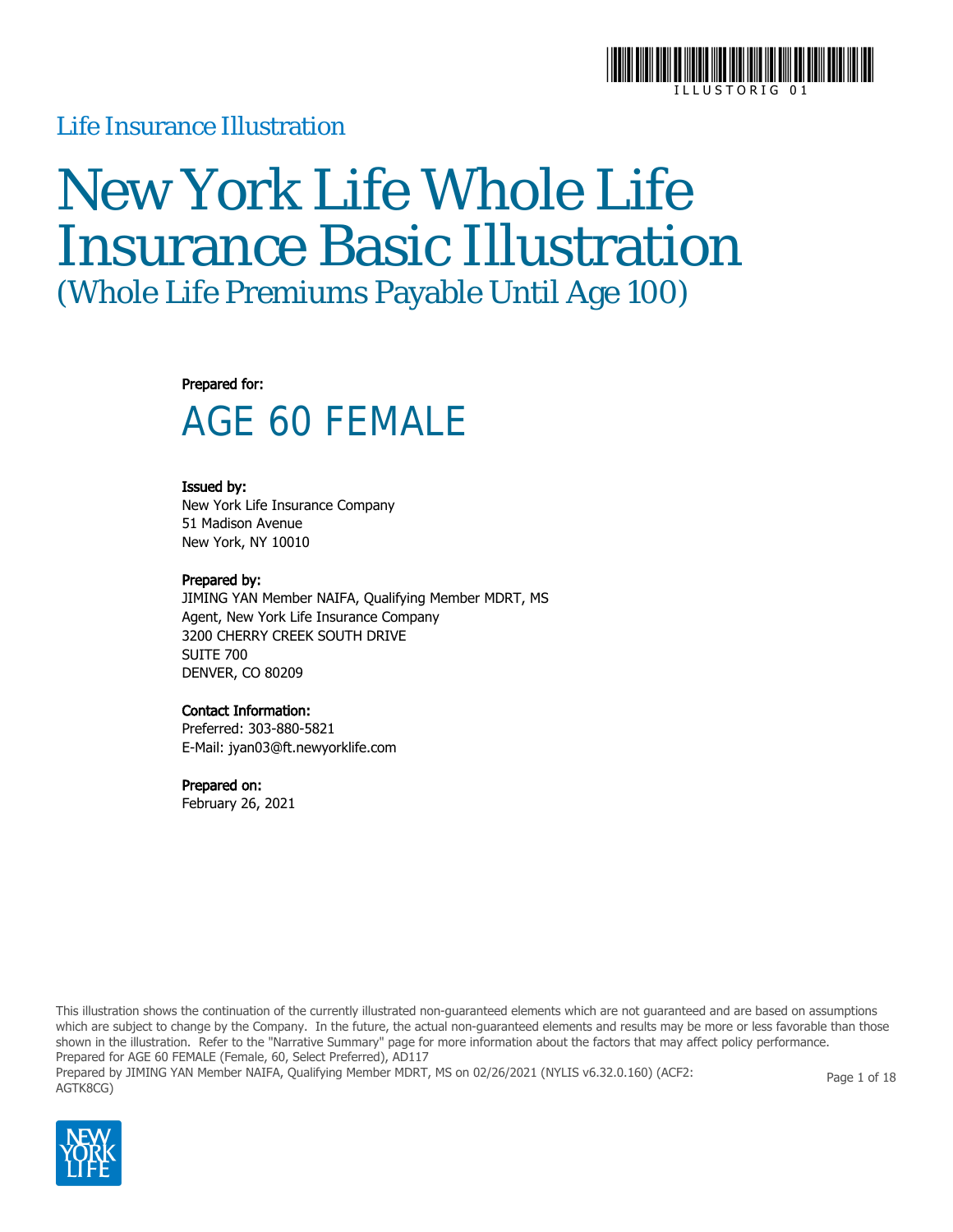Life Insurance Illustration

# New York Life Whole Life Insurance Basic Illustration

## (Whole Life Premiums Payable Until Age 100)

**Prepared for:**

## AGE 60 FEMALE

**Issued by:**
New York Life Insurance Company
51 Madison Avenue
New York, NY 10010

**Prepared by:**
JIMING YAN Member NAIFA, Qualifying Member MDRT, MS
Agent, New York Life Insurance Company
3200 CHERRY CREEK SOUTH DRIVE
SUITE 700
DENVER, CO 80209

**Contact Information:**
Preferred: 303-880-5821
E-Mail: jyan03@ft.newyorklife.com

**Prepared on:**
February 26, 2021

This illustration shows the continuation of the currently illustrated non-guaranteed elements which are not guaranteed and are based on assumptions which are subject to change by the Company. In the future, the actual non-guaranteed elements and results may be more or less favorable than those shown in the illustration. Refer to the "Narrative Summary" page for more information about the factors that may affect policy performance.
Prepared for AGE 60 FEMALE (Female, 60, Select Preferred), AD117
Prepared by JIMING YAN Member NAIFA, Qualifying Member MDRT, MS on 02/26/2021 (NYLIS v6.32.0.160) (ACF2: AGTK8CG)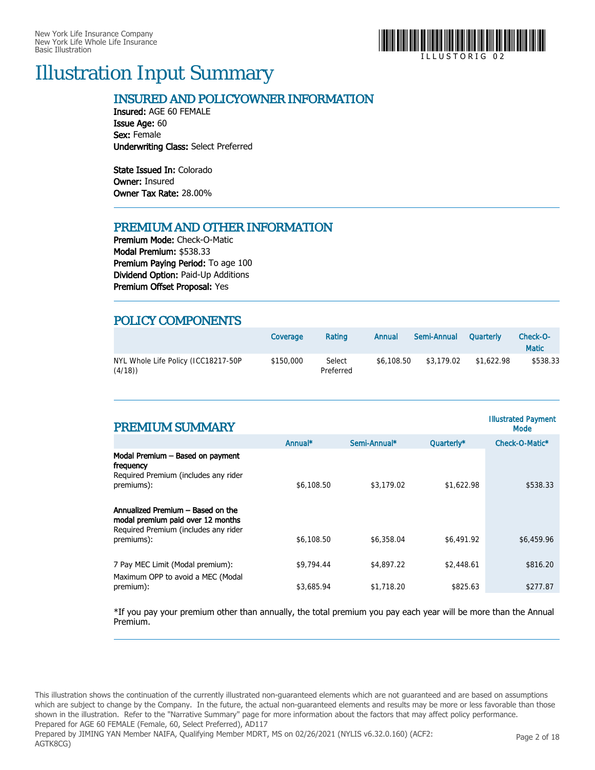New York Life Insurance Company
New York Life Whole Life Insurance
Basic Illustration

ILLUSTORIG 02

# Illustration Input Summary

## INSURED AND POLICYOWNER INFORMATION

**Insured:** AGE 60 FEMALE
**Issue Age:** 60
**Sex:** Female
**Underwriting Class:** Select Preferred

**State Issued In:** Colorado
**Owner:** Insured
**Owner Tax Rate:** 28.00%

## PREMIUM AND OTHER INFORMATION

**Premium Mode:** Check-O-Matic
**Modal Premium:** $538.33
**Premium Paying Period:** To age 100
**Dividend Option:** Paid-Up Additions
**Premium Offset Proposal:** Yes

## POLICY COMPONENTS

| | Coverage | Rating | Annual | Semi-Annual | Quarterly | Check-O-Matic |
|---|---|---|---|---|---|---|
| NYL Whole Life Policy (ICC18217-50P (4/18)) | $150,000 | Select Preferred | $6,108.50 | $3,179.02 | $1,622.98 | $538.33 |

## PREMIUM SUMMARY

| | Annual* | Semi-Annual* | Quarterly* | Illustrated Payment Mode Check-O-Matic* |
|---|---|---|---|---|
| **Modal Premium – Based on payment frequency** Required Premium (includes any rider premiums): | $6,108.50 | $3,179.02 | $1,622.98 | $538.33 |
| **Annualized Premium – Based on the modal premium paid over 12 months** Required Premium (includes any rider premiums): | $6,108.50 | $6,358.04 | $6,491.92 | $6,459.96 |
| 7 Pay MEC Limit (Modal premium): | $9,794.44 | $4,897.22 | $2,448.61 | $816.20 |
| Maximum OPP to avoid a MEC (Modal premium): | $3,685.94 | $1,718.20 | $825.63 | $277.87 |

*If you pay your premium other than annually, the total premium you pay each year will be more than the Annual Premium.

This illustration shows the continuation of the currently illustrated non-guaranteed elements which are not guaranteed and are based on assumptions which are subject to change by the Company. In the future, the actual non-guaranteed elements and results may be more or less favorable than those shown in the illustration. Refer to the "Narrative Summary" page for more information about the factors that may affect policy performance.
Prepared for AGE 60 FEMALE (Female, 60, Select Preferred), AD117
Prepared by JIMING YAN Member NAIFA, Qualifying Member MDRT, MS on 02/26/2021 (NYLIS v6.32.0.160) (ACF2: AGTK8CG)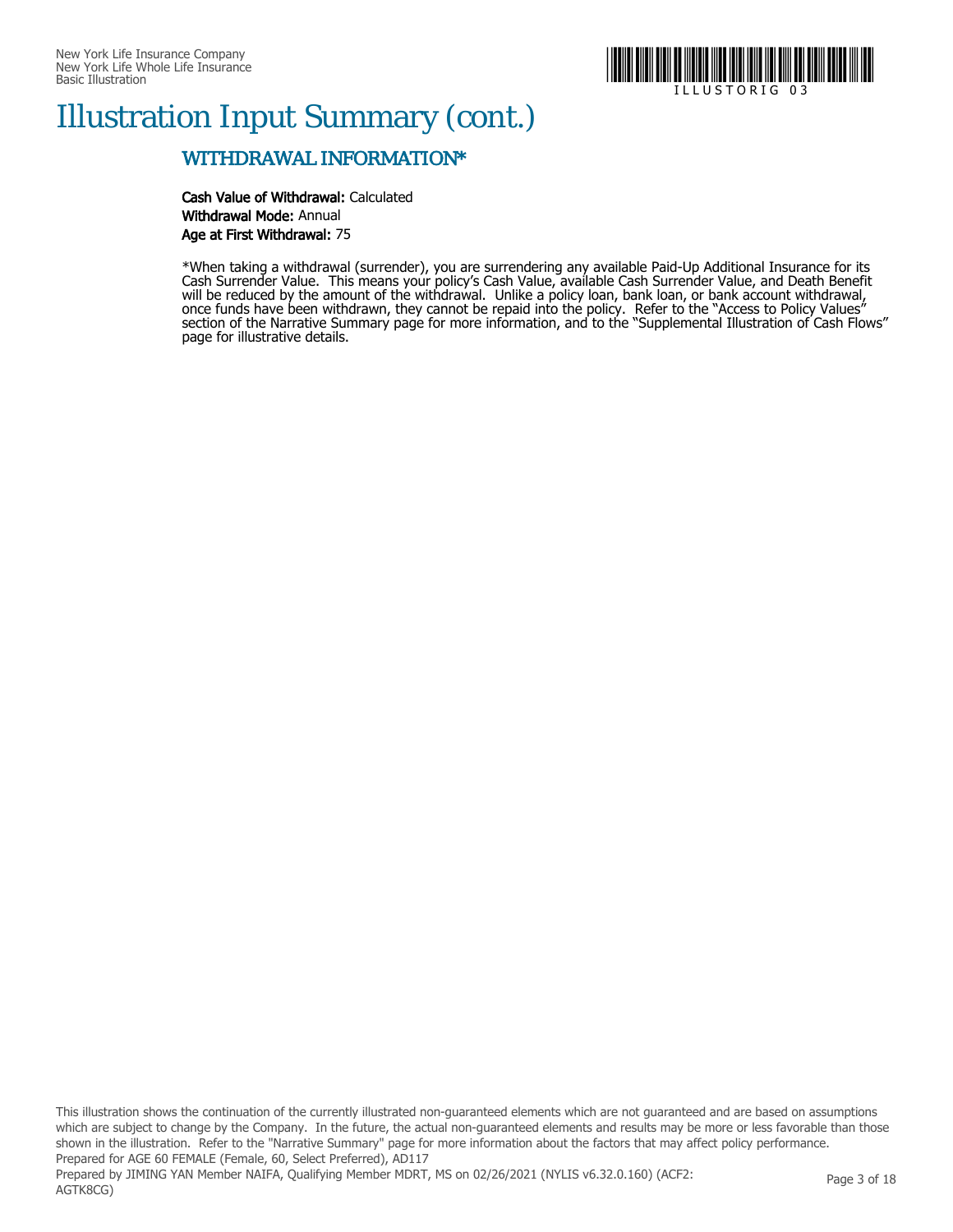# Illustration Input Summary (cont.)

## WITHDRAWAL INFORMATION*

**Cash Value of Withdrawal:** Calculated
**Withdrawal Mode:** Annual
**Age at First Withdrawal:** 75

*When taking a withdrawal (surrender), you are surrendering any available Paid-Up Additional Insurance for its Cash Surrender Value. This means your policy's Cash Value, available Cash Surrender Value, and Death Benefit will be reduced by the amount of the withdrawal. Unlike a policy loan, bank loan, or bank account withdrawal, once funds have been withdrawn, they cannot be repaid into the policy. Refer to the "Access to Policy Values" section of the Narrative Summary page for more information, and to the "Supplemental Illustration of Cash Flows" page for illustrative details.

This illustration shows the continuation of the currently illustrated non-guaranteed elements which are not guaranteed and are based on assumptions which are subject to change by the Company. In the future, the actual non-guaranteed elements and results may be more or less favorable than those shown in the illustration. Refer to the "Narrative Summary" page for more information about the factors that may affect policy performance.
Prepared for AGE 60 FEMALE (Female, 60, Select Preferred), AD117
Prepared by JIMING YAN Member NAIFA, Qualifying Member MDRT, MS on 02/26/2021 (NYLIS v6.32.0.160) (ACF2: AGTK8CG)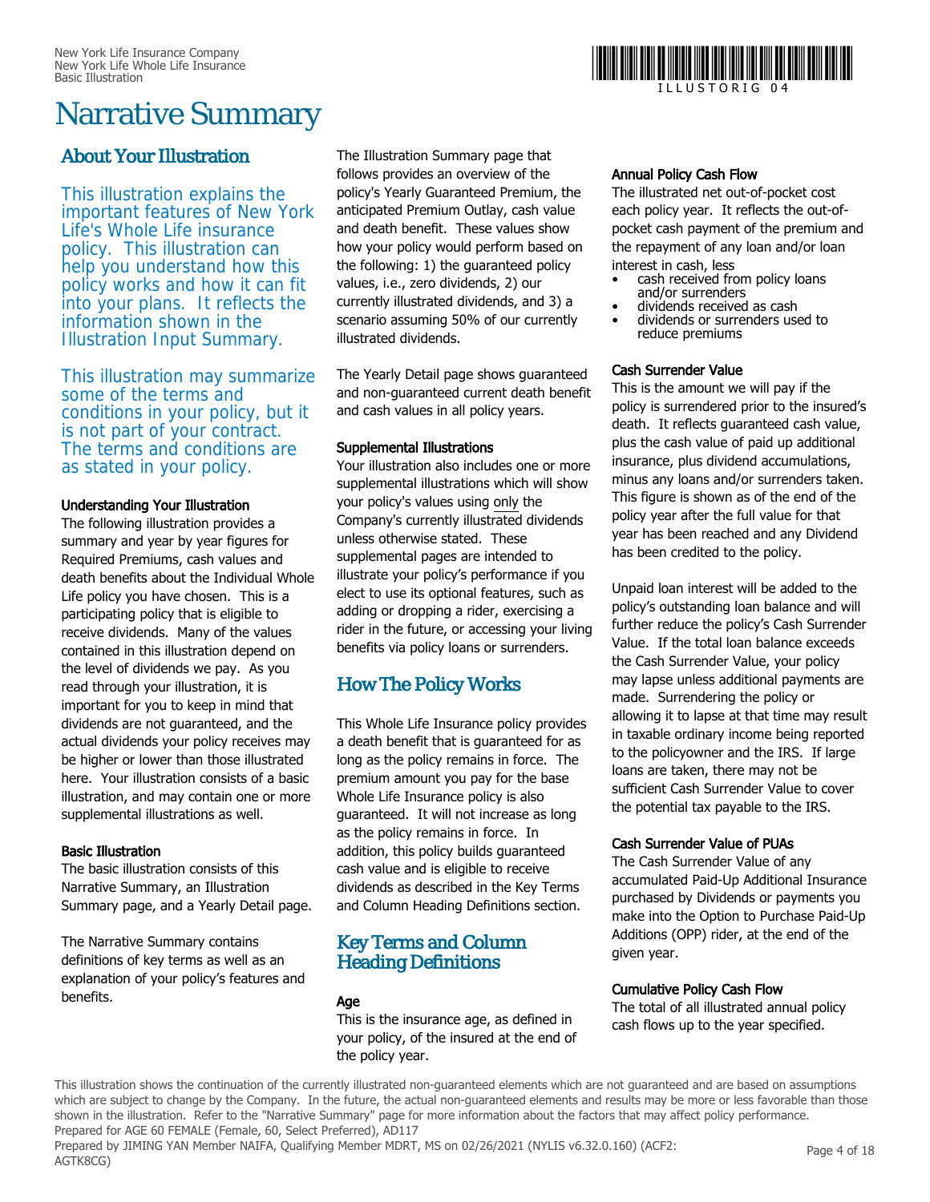# Narrative Summary

## About Your Illustration

This illustration explains the important features of New York Life's Whole Life insurance policy. This illustration can help you understand how this policy works and how it can fit into your plans. It reflects the information shown in the Illustration Input Summary.

This illustration may summarize some of the terms and conditions in your policy, but it is not part of your contract. The terms and conditions are as stated in your policy.

### Understanding Your Illustration

The following illustration provides a summary and year by year figures for Required Premiums, cash values and death benefits about the Individual Whole Life policy you have chosen. This is a participating policy that is eligible to receive dividends. Many of the values contained in this illustration depend on the level of dividends we pay. As you read through your illustration, it is important for you to keep in mind that dividends are not guaranteed, and the actual dividends your policy receives may be higher or lower than those illustrated here. Your illustration consists of a basic illustration, and may contain one or more supplemental illustrations as well.

### Basic Illustration

The basic illustration consists of this Narrative Summary, an Illustration Summary page, and a Yearly Detail page.

The Narrative Summary contains definitions of key terms as well as an explanation of your policy's features and benefits.

The Illustration Summary page that follows provides an overview of the policy's Yearly Guaranteed Premium, the anticipated Premium Outlay, cash value and death benefit. These values show how your policy would perform based on the following: 1) the guaranteed policy values, i.e., zero dividends, 2) our currently illustrated dividends, and 3) a scenario assuming 50% of our currently illustrated dividends.

The Yearly Detail page shows guaranteed and non-guaranteed current death benefit and cash values in all policy years.

### Supplemental Illustrations

Your illustration also includes one or more supplemental illustrations which will show your policy's values using <u>only</u> the Company's currently illustrated dividends unless otherwise stated. These supplemental pages are intended to illustrate your policy's performance if you elect to use its optional features, such as adding or dropping a rider, exercising a rider in the future, or accessing your living benefits via policy loans or surrenders.

## How The Policy Works

This Whole Life Insurance policy provides a death benefit that is guaranteed for as long as the policy remains in force. The premium amount you pay for the base Whole Life Insurance policy is also guaranteed. It will not increase as long as the policy remains in force. In addition, this policy builds guaranteed cash value and is eligible to receive dividends as described in the Key Terms and Column Heading Definitions section.

## Key Terms and Column Heading Definitions

### Age

This is the insurance age, as defined in your policy, of the insured at the end of the policy year.

### Annual Policy Cash Flow

The illustrated net out-of-pocket cost each policy year. It reflects the out-of-pocket cash payment of the premium and the repayment of any loan and/or loan interest in cash, less

- cash received from policy loans and/or surrenders
- dividends received as cash
- dividends or surrenders used to reduce premiums

### Cash Surrender Value

This is the amount we will pay if the policy is surrendered prior to the insured's death. It reflects guaranteed cash value, plus the cash value of paid up additional insurance, plus dividend accumulations, minus any loans and/or surrenders taken. This figure is shown as of the end of the policy year after the full value for that year has been reached and any Dividend has been credited to the policy.

Unpaid loan interest will be added to the policy's outstanding loan balance and will further reduce the policy's Cash Surrender Value. If the total loan balance exceeds the Cash Surrender Value, your policy may lapse unless additional payments are made. Surrendering the policy or allowing it to lapse at that time may result in taxable ordinary income being reported to the policyowner and the IRS. If large loans are taken, there may not be sufficient Cash Surrender Value to cover the potential tax payable to the IRS.

### Cash Surrender Value of PUAs

The Cash Surrender Value of any accumulated Paid-Up Additional Insurance purchased by Dividends or payments you make into the Option to Purchase Paid-Up Additions (OPP) rider, at the end of the given year.

### Cumulative Policy Cash Flow

The total of all illustrated annual policy cash flows up to the year specified.

This illustration shows the continuation of the currently illustrated non-guaranteed elements which are not guaranteed and are based on assumptions which are subject to change by the Company. In the future, the actual non-guaranteed elements and results may be more or less favorable than those shown in the illustration. Refer to the "Narrative Summary" page for more information about the factors that may affect policy performance.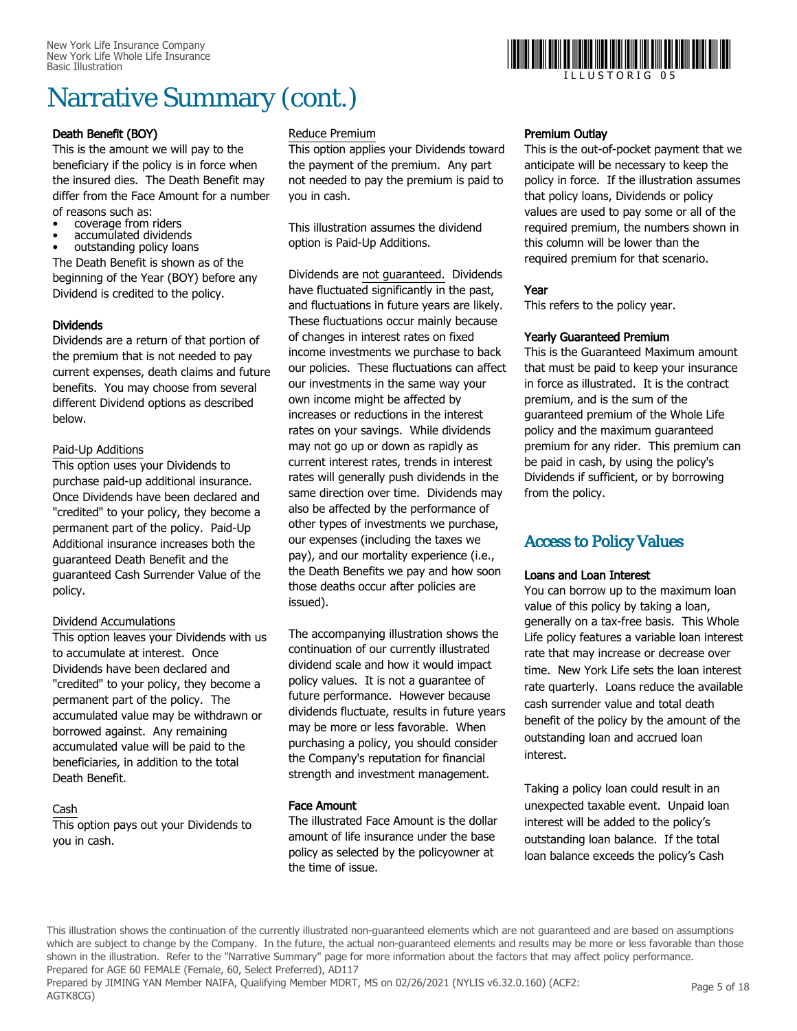# Narrative Summary (cont.)

**Death Benefit (BOY)**

This is the amount we will pay to the beneficiary if the policy is in force when the insured dies. The Death Benefit may differ from the Face Amount for a number of reasons such as:

- coverage from riders
- accumulated dividends
- outstanding policy loans

The Death Benefit is shown as of the beginning of the Year (BOY) before any Dividend is credited to the policy.

**Dividends**

Dividends are a return of that portion of the premium that is not needed to pay current expenses, death claims and future benefits. You may choose from several different Dividend options as described below.

Paid-Up Additions

This option uses your Dividends to purchase paid-up additional insurance. Once Dividends have been declared and "credited" to your policy, they become a permanent part of the policy. Paid-Up Additional insurance increases both the guaranteed Death Benefit and the guaranteed Cash Surrender Value of the policy.

Dividend Accumulations

This option leaves your Dividends with us to accumulate at interest. Once Dividends have been declared and "credited" to your policy, they become a permanent part of the policy. The accumulated value may be withdrawn or borrowed against. Any remaining accumulated value will be paid to the beneficiaries, in addition to the total Death Benefit.

Cash

This option pays out your Dividends to you in cash.

Reduce Premium

This option applies your Dividends toward the payment of the premium. Any part not needed to pay the premium is paid to you in cash.

This illustration assumes the dividend option is Paid-Up Additions.

Dividends are not guaranteed. Dividends have fluctuated significantly in the past, and fluctuations in future years are likely. These fluctuations occur mainly because of changes in interest rates on fixed income investments we purchase to back our policies. These fluctuations can affect our investments in the same way your own income might be affected by increases or reductions in the interest rates on your savings. While dividends may not go up or down as rapidly as current interest rates, trends in interest rates will generally push dividends in the same direction over time. Dividends may also be affected by the performance of other types of investments we purchase, our expenses (including the taxes we pay), and our mortality experience (i.e., the Death Benefits we pay and how soon those deaths occur after policies are issued).

The accompanying illustration shows the continuation of our currently illustrated dividend scale and how it would impact policy values. It is not a guarantee of future performance. However because dividends fluctuate, results in future years may be more or less favorable. When purchasing a policy, you should consider the Company's reputation for financial strength and investment management.

**Face Amount**

The illustrated Face Amount is the dollar amount of life insurance under the base policy as selected by the policyowner at the time of issue.

**Premium Outlay**

This is the out-of-pocket payment that we anticipate will be necessary to keep the policy in force. If the illustration assumes that policy loans, Dividends or policy values are used to pay some or all of the required premium, the numbers shown in this column will be lower than the required premium for that scenario.

**Year**

This refers to the policy year.

**Yearly Guaranteed Premium**

This is the Guaranteed Maximum amount that must be paid to keep your insurance in force as illustrated. It is the contract premium, and is the sum of the guaranteed premium of the Whole Life policy and the maximum guaranteed premium for any rider. This premium can be paid in cash, by using the policy's Dividends if sufficient, or by borrowing from the policy.

## Access to Policy Values

**Loans and Loan Interest**

You can borrow up to the maximum loan value of this policy by taking a loan, generally on a tax-free basis. This Whole Life policy features a variable loan interest rate that may increase or decrease over time. New York Life sets the loan interest rate quarterly. Loans reduce the available cash surrender value and total death benefit of the policy by the amount of the outstanding loan and accrued loan interest.

Taking a policy loan could result in an unexpected taxable event. Unpaid loan interest will be added to the policy's outstanding loan balance. If the total loan balance exceeds the policy's Cash

This illustration shows the continuation of the currently illustrated non-guaranteed elements which are not guaranteed and are based on assumptions which are subject to change by the Company. In the future, the actual non-guaranteed elements and results may be more or less favorable than those shown in the illustration. Refer to the "Narrative Summary" page for more information about the factors that may affect policy performance.
Prepared for AGE 60 FEMALE (Female, 60, Select Preferred), AD117
Prepared by JIMING YAN Member NAIFA, Qualifying Member MDRT, MS on 02/26/2021 (NYLIS v6.32.0.160) (ACF2: AGTK8CG)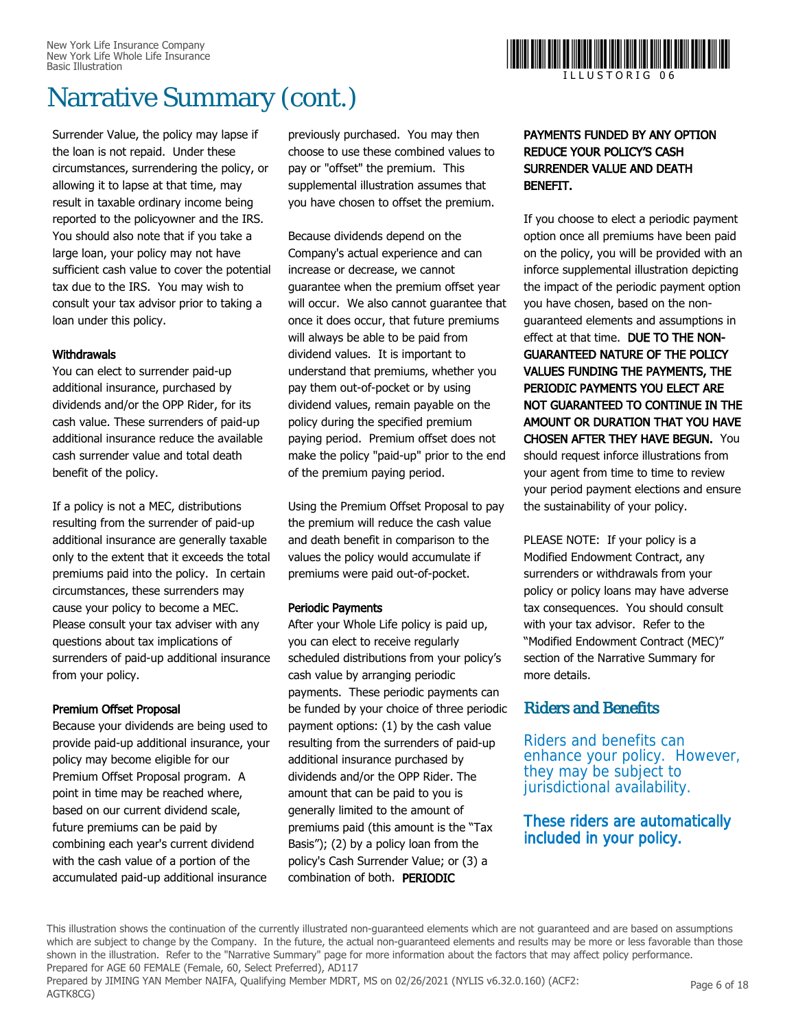# Narrative Summary (cont.)

Surrender Value, the policy may lapse if the loan is not repaid. Under these circumstances, surrendering the policy, or allowing it to lapse at that time, may result in taxable ordinary income being reported to the policyowner and the IRS. You should also note that if you take a large loan, your policy may not have sufficient cash value to cover the potential tax due to the IRS. You may wish to consult your tax advisor prior to taking a loan under this policy.

**Withdrawals**

You can elect to surrender paid-up additional insurance, purchased by dividends and/or the OPP Rider, for its cash value. These surrenders of paid-up additional insurance reduce the available cash surrender value and total death benefit of the policy.

If a policy is not a MEC, distributions resulting from the surrender of paid-up additional insurance are generally taxable only to the extent that it exceeds the total premiums paid into the policy. In certain circumstances, these surrenders may cause your policy to become a MEC. Please consult your tax adviser with any questions about tax implications of surrenders of paid-up additional insurance from your policy.

**Premium Offset Proposal**

Because your dividends are being used to provide paid-up additional insurance, your policy may become eligible for our Premium Offset Proposal program. A point in time may be reached where, based on our current dividend scale, future premiums can be paid by combining each year's current dividend with the cash value of a portion of the accumulated paid-up additional insurance previously purchased. You may then choose to use these combined values to pay or "offset" the premium. This supplemental illustration assumes that you have chosen to offset the premium.

Because dividends depend on the Company's actual experience and can increase or decrease, we cannot guarantee when the premium offset year will occur. We also cannot guarantee that once it does occur, that future premiums will always be able to be paid from dividend values. It is important to understand that premiums, whether you pay them out-of-pocket or by using dividend values, remain payable on the policy during the specified premium paying period. Premium offset does not make the policy "paid-up" prior to the end of the premium paying period.

Using the Premium Offset Proposal to pay the premium will reduce the cash value and death benefit in comparison to the values the policy would accumulate if premiums were paid out-of-pocket.

**Periodic Payments**

After your Whole Life policy is paid up, you can elect to receive regularly scheduled distributions from your policy's cash value by arranging periodic payments. These periodic payments can be funded by your choice of three periodic payment options: (1) by the cash value resulting from the surrenders of paid-up additional insurance purchased by dividends and/or the OPP Rider. The amount that can be paid to you is generally limited to the amount of premiums paid (this amount is the "Tax Basis"); (2) by a policy loan from the policy's Cash Surrender Value; or (3) a combination of both. **PERIODIC PAYMENTS FUNDED BY ANY OPTION REDUCE YOUR POLICY'S CASH SURRENDER VALUE AND DEATH BENEFIT.**

If you choose to elect a periodic payment option once all premiums have been paid on the policy, you will be provided with an inforce supplemental illustration depicting the impact of the periodic payment option you have chosen, based on the non-guaranteed elements and assumptions in effect at that time. **DUE TO THE NON-GUARANTEED NATURE OF THE POLICY VALUES FUNDING THE PAYMENTS, THE PERIODIC PAYMENTS YOU ELECT ARE NOT GUARANTEED TO CONTINUE IN THE AMOUNT OR DURATION THAT YOU HAVE CHOSEN AFTER THEY HAVE BEGUN.** You should request inforce illustrations from your agent from time to time to review your period payment elections and ensure the sustainability of your policy.

PLEASE NOTE: If your policy is a Modified Endowment Contract, any surrenders or withdrawals from your policy or policy loans may have adverse tax consequences. You should consult with your tax advisor. Refer to the "Modified Endowment Contract (MEC)" section of the Narrative Summary for more details.

## Riders and Benefits

Riders and benefits can enhance your policy. However, they may be subject to jurisdictional availability.

**These riders are automatically included in your policy.**

This illustration shows the continuation of the currently illustrated non-guaranteed elements which are not guaranteed and are based on assumptions which are subject to change by the Company. In the future, the actual non-guaranteed elements and results may be more or less favorable than those shown in the illustration. Refer to the "Narrative Summary" page for more information about the factors that may affect policy performance.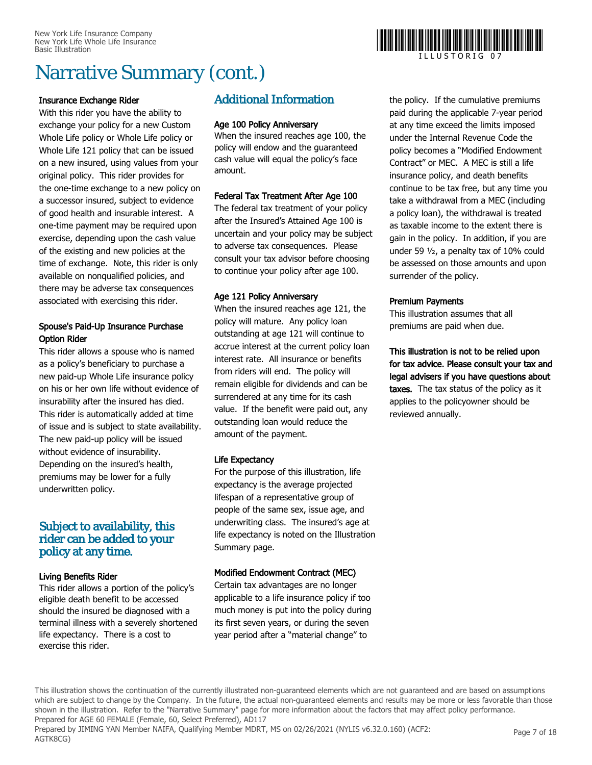# Narrative Summary (cont.)

**Insurance Exchange Rider**

With this rider you have the ability to exchange your policy for a new Custom Whole Life policy or Whole Life policy or Whole Life 121 policy that can be issued on a new insured, using values from your original policy. This rider provides for the one-time exchange to a new policy on a successor insured, subject to evidence of good health and insurable interest. A one-time payment may be required upon exercise, depending upon the cash value of the existing and new policies at the time of exchange. Note, this rider is only available on nonqualified policies, and there may be adverse tax consequences associated with exercising this rider.

**Spouse's Paid-Up Insurance Purchase Option Rider**

This rider allows a spouse who is named as a policy's beneficiary to purchase a new paid-up Whole Life insurance policy on his or her own life without evidence of insurability after the insured has died. This rider is automatically added at time of issue and is subject to state availability. The new paid-up policy will be issued without evidence of insurability. Depending on the insured's health, premiums may be lower for a fully underwritten policy.

## Subject to availability, this rider can be added to your policy at any time.

**Living Benefits Rider**

This rider allows a portion of the policy's eligible death benefit to be accessed should the insured be diagnosed with a terminal illness with a severely shortened life expectancy. There is a cost to exercise this rider.

## Additional Information

**Age 100 Policy Anniversary**

When the insured reaches age 100, the policy will endow and the guaranteed cash value will equal the policy's face amount.

**Federal Tax Treatment After Age 100**

The federal tax treatment of your policy after the Insured's Attained Age 100 is uncertain and your policy may be subject to adverse tax consequences. Please consult your tax advisor before choosing to continue your policy after age 100.

**Age 121 Policy Anniversary**

When the insured reaches age 121, the policy will mature. Any policy loan outstanding at age 121 will continue to accrue interest at the current policy loan interest rate. All insurance or benefits from riders will end. The policy will remain eligible for dividends and can be surrendered at any time for its cash value. If the benefit were paid out, any outstanding loan would reduce the amount of the payment.

**Life Expectancy**

For the purpose of this illustration, life expectancy is the average projected lifespan of a representative group of people of the same sex, issue age, and underwriting class. The insured's age at life expectancy is noted on the Illustration Summary page.

**Modified Endowment Contract (MEC)**

Certain tax advantages are no longer applicable to a life insurance policy if too much money is put into the policy during its first seven years, or during the seven year period after a "material change" to the policy. If the cumulative premiums paid during the applicable 7-year period at any time exceed the limits imposed under the Internal Revenue Code the policy becomes a "Modified Endowment Contract" or MEC. A MEC is still a life insurance policy, and death benefits continue to be tax free, but any time you take a withdrawal from a MEC (including a policy loan), the withdrawal is treated as taxable income to the extent there is gain in the policy. In addition, if you are under 59 ½, a penalty tax of 10% could be assessed on those amounts and upon surrender of the policy.

**Premium Payments**

This illustration assumes that all premiums are paid when due.

**This illustration is not to be relied upon for tax advice. Please consult your tax and legal advisers if you have questions about taxes.** The tax status of the policy as it applies to the policyowner should be reviewed annually.

This illustration shows the continuation of the currently illustrated non-guaranteed elements which are not guaranteed and are based on assumptions which are subject to change by the Company. In the future, the actual non-guaranteed elements and results may be more or less favorable than those shown in the illustration. Refer to the "Narrative Summary" page for more information about the factors that may affect policy performance.
Prepared for AGE 60 FEMALE (Female, 60, Select Preferred), AD117
Prepared by JIMING YAN Member NAIFA, Qualifying Member MDRT, MS on 02/26/2021 (NYLIS v6.32.0.160) (ACF2: AGTK8CG)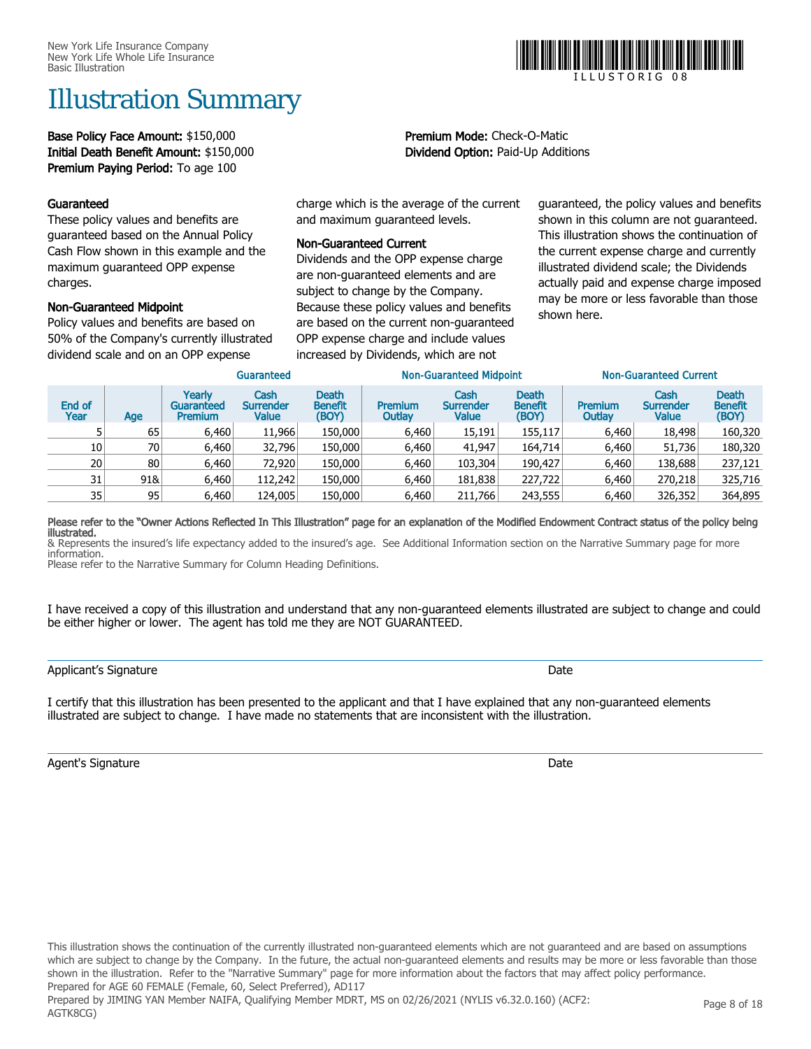New York Life Insurance Company
New York Life Whole Life Insurance
Basic Illustration

ILLUSTORIG 08

# Illustration Summary

**Base Policy Face Amount:** $150,000
**Initial Death Benefit Amount:** $150,000
**Premium Paying Period:** To age 100

**Premium Mode:** Check-O-Matic
**Dividend Option:** Paid-Up Additions

**Guaranteed**
These policy values and benefits are guaranteed based on the Annual Policy Cash Flow shown in this example and the maximum guaranteed OPP expense charges.

**Non-Guaranteed Midpoint**
Policy values and benefits are based on 50% of the Company's currently illustrated dividend scale and on an OPP expense charge which is the average of the current and maximum guaranteed levels.

**Non-Guaranteed Current**
Dividends and the OPP expense charge are non-guaranteed elements and are subject to change by the Company. Because these policy values and benefits are based on the current non-guaranteed OPP expense charge and include values increased by Dividends, which are not guaranteed, the policy values and benefits shown in this column are not guaranteed. This illustration shows the continuation of the current expense charge and currently illustrated dividend scale; the Dividends actually paid and expense charge imposed may be more or less favorable than those shown here.

| | | Guaranteed | | | Non-Guaranteed Midpoint | | | Non-Guaranteed Current | | |
|---|---|---|---|---|---|---|---|---|---|---|
| End of Year | Age | Yearly Guaranteed Premium | Cash Surrender Value | Death Benefit (BOY) | Premium Outlay | Cash Surrender Value | Death Benefit (BOY) | Premium Outlay | Cash Surrender Value | Death Benefit (BOY) |
| 5 | 65 | 6,460 | 11,966 | 150,000 | 6,460 | 15,191 | 155,117 | 6,460 | 18,498 | 160,320 |
| 10 | 70 | 6,460 | 32,796 | 150,000 | 6,460 | 41,947 | 164,714 | 6,460 | 51,736 | 180,320 |
| 20 | 80 | 6,460 | 72,920 | 150,000 | 6,460 | 103,304 | 190,427 | 6,460 | 138,688 | 237,121 |
| 31 | 91& | 6,460 | 112,242 | 150,000 | 6,460 | 181,838 | 227,722 | 6,460 | 270,218 | 325,716 |
| 35 | 95 | 6,460 | 124,005 | 150,000 | 6,460 | 211,766 | 243,555 | 6,460 | 326,352 | 364,895 |

**Please refer to the "Owner Actions Reflected In This Illustration" page for an explanation of the Modified Endowment Contract status of the policy being illustrated.**
& Represents the insured's life expectancy added to the insured's age. See Additional Information section on the Narrative Summary page for more information.
Please refer to the Narrative Summary for Column Heading Definitions.

I have received a copy of this illustration and understand that any non-guaranteed elements illustrated are subject to change and could be either higher or lower. The agent has told me they are NOT GUARANTEED.

Applicant's Signature Date

I certify that this illustration has been presented to the applicant and that I have explained that any non-guaranteed elements illustrated are subject to change. I have made no statements that are inconsistent with the illustration.

Agent's Signature Date

This illustration shows the continuation of the currently illustrated non-guaranteed elements which are not guaranteed and are based on assumptions which are subject to change by the Company. In the future, the actual non-guaranteed elements and results may be more or less favorable than those shown in the illustration. Refer to the "Narrative Summary" page for more information about the factors that may affect policy performance.
Prepared for AGE 60 FEMALE (Female, 60, Select Preferred), AD117
Prepared by JIMING YAN Member NAIFA, Qualifying Member MDRT, MS on 02/26/2021 (NYLIS v6.32.0.160) (ACF2: AGTK8CG)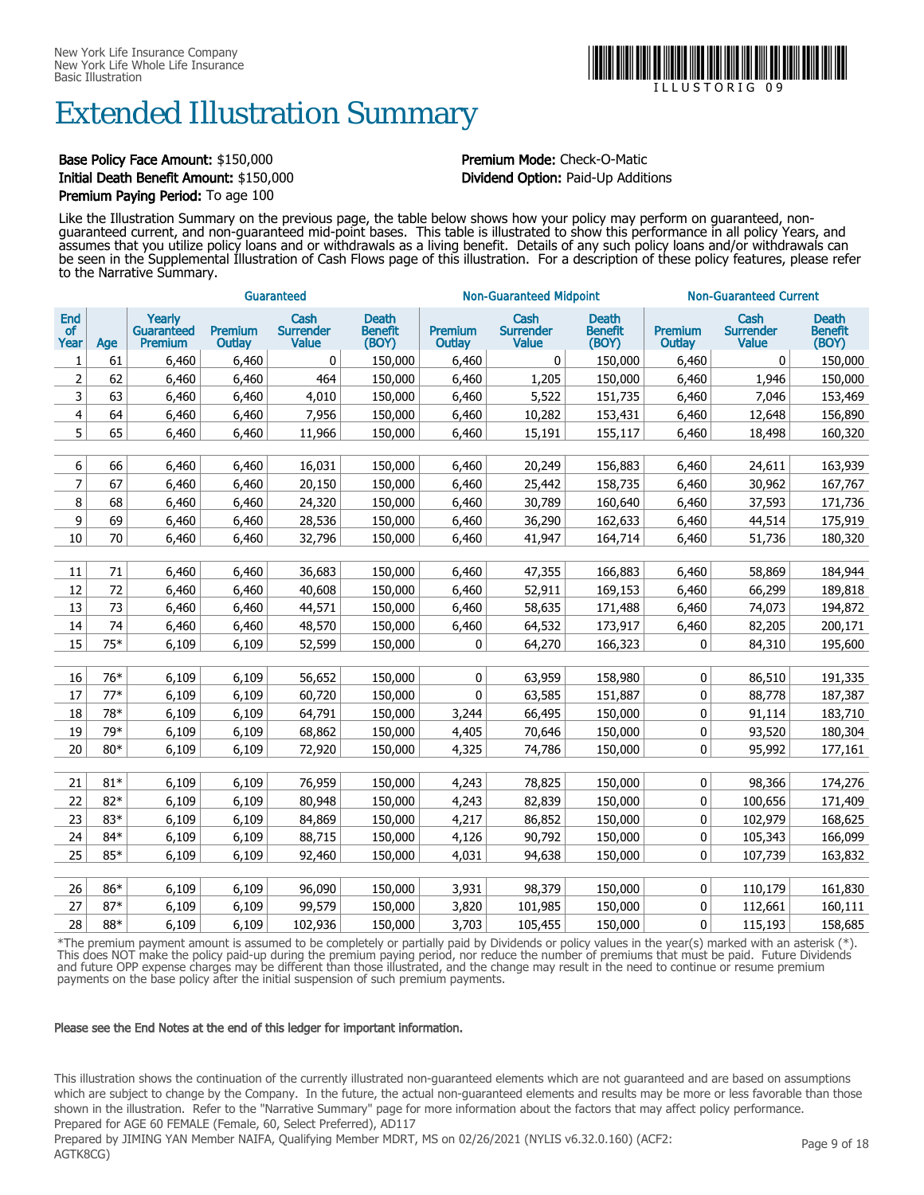New York Life Insurance Company
New York Life Whole Life Insurance
Basic Illustration

ILLUSTORIG 09

# Extended Illustration Summary

**Base Policy Face Amount:** $150,000
**Initial Death Benefit Amount:** $150,000
**Premium Paying Period:** To age 100

**Premium Mode:** Check-O-Matic
**Dividend Option:** Paid-Up Additions

Like the Illustration Summary on the previous page, the table below shows how your policy may perform on guaranteed, non-guaranteed current, and non-guaranteed mid-point bases. This table is illustrated to show this performance in all policy Years, and assumes that you utilize policy loans and or withdrawals as a living benefit. Details of any such policy loans and/or withdrawals can be seen in the Supplemental Illustration of Cash Flows page of this illustration. For a description of these policy features, please refer to the Narrative Summary.

| | | Guaranteed | | | | Non-Guaranteed Midpoint | | | Non-Guaranteed Current | | |
|---|---|---|---|---|---|---|---|---|---|---|---|
| End of Year | Age | Yearly Guaranteed Premium | Premium Outlay | Cash Surrender Value | Death Benefit (BOY) | Premium Outlay | Cash Surrender Value | Death Benefit (BOY) | Premium Outlay | Cash Surrender Value | Death Benefit (BOY) |
| 1 | 61 | 6,460 | 6,460 | 0 | 150,000 | 6,460 | 0 | 150,000 | 6,460 | 0 | 150,000 |
| 2 | 62 | 6,460 | 6,460 | 464 | 150,000 | 6,460 | 1,205 | 150,000 | 6,460 | 1,946 | 150,000 |
| 3 | 63 | 6,460 | 6,460 | 4,010 | 150,000 | 6,460 | 5,522 | 151,735 | 6,460 | 7,046 | 153,469 |
| 4 | 64 | 6,460 | 6,460 | 7,956 | 150,000 | 6,460 | 10,282 | 153,431 | 6,460 | 12,648 | 156,890 |
| 5 | 65 | 6,460 | 6,460 | 11,966 | 150,000 | 6,460 | 15,191 | 155,117 | 6,460 | 18,498 | 160,320 |
| 6 | 66 | 6,460 | 6,460 | 16,031 | 150,000 | 6,460 | 20,249 | 156,883 | 6,460 | 24,611 | 163,939 |
| 7 | 67 | 6,460 | 6,460 | 20,150 | 150,000 | 6,460 | 25,442 | 158,735 | 6,460 | 30,962 | 167,767 |
| 8 | 68 | 6,460 | 6,460 | 24,320 | 150,000 | 6,460 | 30,789 | 160,640 | 6,460 | 37,593 | 171,736 |
| 9 | 69 | 6,460 | 6,460 | 28,536 | 150,000 | 6,460 | 36,290 | 162,633 | 6,460 | 44,514 | 175,919 |
| 10 | 70 | 6,460 | 6,460 | 32,796 | 150,000 | 6,460 | 41,947 | 164,714 | 6,460 | 51,736 | 180,320 |
| 11 | 71 | 6,460 | 6,460 | 36,683 | 150,000 | 6,460 | 47,355 | 166,883 | 6,460 | 58,869 | 184,944 |
| 12 | 72 | 6,460 | 6,460 | 40,608 | 150,000 | 6,460 | 52,911 | 169,153 | 6,460 | 66,299 | 189,818 |
| 13 | 73 | 6,460 | 6,460 | 44,571 | 150,000 | 6,460 | 58,635 | 171,488 | 6,460 | 74,073 | 194,872 |
| 14 | 74 | 6,460 | 6,460 | 48,570 | 150,000 | 6,460 | 64,532 | 173,917 | 6,460 | 82,205 | 200,171 |
| 15 | 75* | 6,109 | 6,109 | 52,599 | 150,000 | 0 | 64,270 | 166,323 | 0 | 84,310 | 195,600 |
| 16 | 76* | 6,109 | 6,109 | 56,652 | 150,000 | 0 | 63,959 | 158,980 | 0 | 86,510 | 191,335 |
| 17 | 77* | 6,109 | 6,109 | 60,720 | 150,000 | 0 | 63,585 | 151,887 | 0 | 88,778 | 187,387 |
| 18 | 78* | 6,109 | 6,109 | 64,791 | 150,000 | 3,244 | 66,495 | 150,000 | 0 | 91,114 | 183,710 |
| 19 | 79* | 6,109 | 6,109 | 68,862 | 150,000 | 4,405 | 70,646 | 150,000 | 0 | 93,520 | 180,304 |
| 20 | 80* | 6,109 | 6,109 | 72,920 | 150,000 | 4,325 | 74,786 | 150,000 | 0 | 95,992 | 177,161 |
| 21 | 81* | 6,109 | 6,109 | 76,959 | 150,000 | 4,243 | 78,825 | 150,000 | 0 | 98,366 | 174,276 |
| 22 | 82* | 6,109 | 6,109 | 80,948 | 150,000 | 4,243 | 82,839 | 150,000 | 0 | 100,656 | 171,409 |
| 23 | 83* | 6,109 | 6,109 | 84,869 | 150,000 | 4,217 | 86,852 | 150,000 | 0 | 102,979 | 168,625 |
| 24 | 84* | 6,109 | 6,109 | 88,715 | 150,000 | 4,126 | 90,792 | 150,000 | 0 | 105,343 | 166,099 |
| 25 | 85* | 6,109 | 6,109 | 92,460 | 150,000 | 4,031 | 94,638 | 150,000 | 0 | 107,739 | 163,832 |
| 26 | 86* | 6,109 | 6,109 | 96,090 | 150,000 | 3,931 | 98,379 | 150,000 | 0 | 110,179 | 161,830 |
| 27 | 87* | 6,109 | 6,109 | 99,579 | 150,000 | 3,820 | 101,985 | 150,000 | 0 | 112,661 | 160,111 |
| 28 | 88* | 6,109 | 6,109 | 102,936 | 150,000 | 3,703 | 105,455 | 150,000 | 0 | 115,193 | 158,685 |

*The premium payment amount is assumed to be completely or partially paid by Dividends or policy values in the year(s) marked with an asterisk (*). This does NOT make the policy paid-up during the premium paying period, nor reduce the number of premiums that must be paid. Future Dividends and future OPP expense charges may be different than those illustrated, and the change may result in the need to continue or resume premium payments on the base policy after the initial suspension of such premium payments.

**Please see the End Notes at the end of this ledger for important information.**

This illustration shows the continuation of the currently illustrated non-guaranteed elements which are not guaranteed and are based on assumptions which are subject to change by the Company. In the future, the actual non-guaranteed elements and results may be more or less favorable than those shown in the illustration. Refer to the "Narrative Summary" page for more information about the factors that may affect policy performance.
Prepared for AGE 60 FEMALE (Female, 60, Select Preferred), AD117
Prepared by JIMING YAN Member NAIFA, Qualifying Member MDRT, MS on 02/26/2021 (NYLIS v6.32.0.160) (ACF2: AGTK8CG)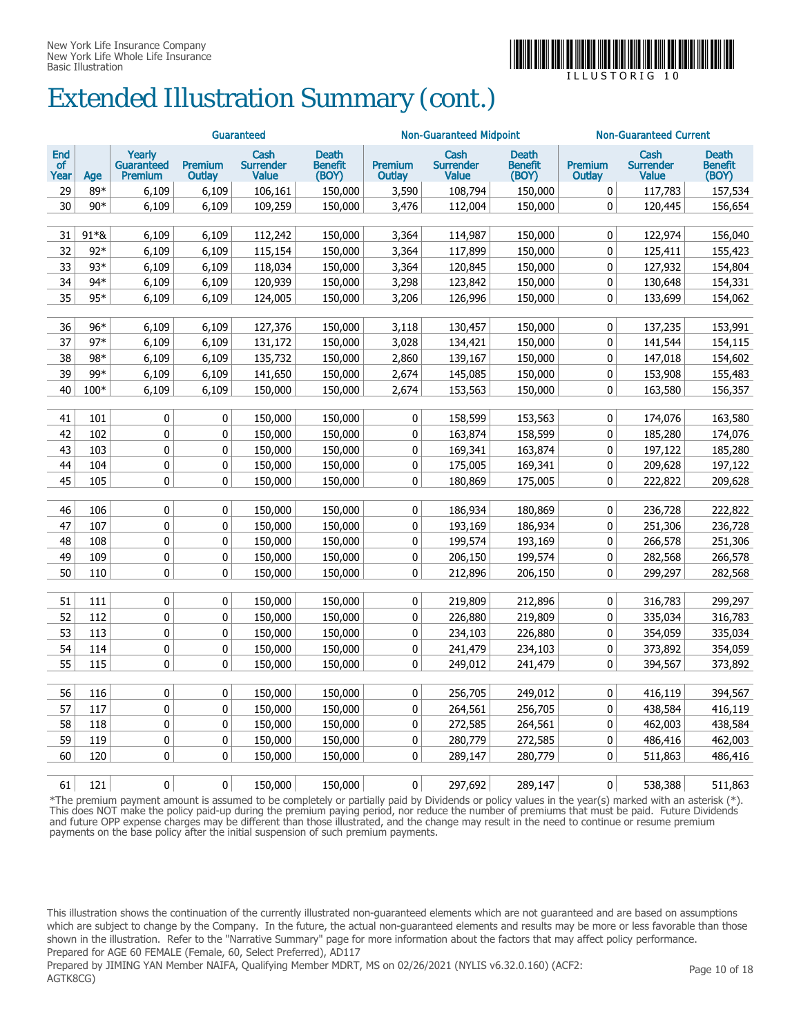New York Life Insurance Company
New York Life Whole Life Insurance
Basic Illustration

# Extended Illustration Summary (cont.)

| | | Guaranteed | | | | Non-Guaranteed Midpoint | | | Non-Guaranteed Current | | |
|---|---|---|---|---|---|---|---|---|---|---|---|
| End of Year | Age | Yearly Guaranteed Premium | Premium Outlay | Cash Surrender Value | Death Benefit (BOY) | Premium Outlay | Cash Surrender Value | Death Benefit (BOY) | Premium Outlay | Cash Surrender Value | Death Benefit (BOY) |
| 29 | 89* | 6,109 | 6,109 | 106,161 | 150,000 | 3,590 | 108,794 | 150,000 | 0 | 117,783 | 157,534 |
| 30 | 90* | 6,109 | 6,109 | 109,259 | 150,000 | 3,476 | 112,004 | 150,000 | 0 | 120,445 | 156,654 |
| 31 | 91*& | 6,109 | 6,109 | 112,242 | 150,000 | 3,364 | 114,987 | 150,000 | 0 | 122,974 | 156,040 |
| 32 | 92* | 6,109 | 6,109 | 115,154 | 150,000 | 3,364 | 117,899 | 150,000 | 0 | 125,411 | 155,423 |
| 33 | 93* | 6,109 | 6,109 | 118,034 | 150,000 | 3,364 | 120,845 | 150,000 | 0 | 127,932 | 154,804 |
| 34 | 94* | 6,109 | 6,109 | 120,939 | 150,000 | 3,298 | 123,842 | 150,000 | 0 | 130,648 | 154,331 |
| 35 | 95* | 6,109 | 6,109 | 124,005 | 150,000 | 3,206 | 126,996 | 150,000 | 0 | 133,699 | 154,062 |
| 36 | 96* | 6,109 | 6,109 | 127,376 | 150,000 | 3,118 | 130,457 | 150,000 | 0 | 137,235 | 153,991 |
| 37 | 97* | 6,109 | 6,109 | 131,172 | 150,000 | 3,028 | 134,421 | 150,000 | 0 | 141,544 | 154,115 |
| 38 | 98* | 6,109 | 6,109 | 135,732 | 150,000 | 2,860 | 139,167 | 150,000 | 0 | 147,018 | 154,602 |
| 39 | 99* | 6,109 | 6,109 | 141,650 | 150,000 | 2,674 | 145,085 | 150,000 | 0 | 153,908 | 155,483 |
| 40 | 100* | 6,109 | 6,109 | 150,000 | 150,000 | 2,674 | 153,563 | 150,000 | 0 | 163,580 | 156,357 |
| 41 | 101 | 0 | 0 | 150,000 | 150,000 | 0 | 158,599 | 153,563 | 0 | 174,076 | 163,580 |
| 42 | 102 | 0 | 0 | 150,000 | 150,000 | 0 | 163,874 | 158,599 | 0 | 185,280 | 174,076 |
| 43 | 103 | 0 | 0 | 150,000 | 150,000 | 0 | 169,341 | 163,874 | 0 | 197,122 | 185,280 |
| 44 | 104 | 0 | 0 | 150,000 | 150,000 | 0 | 175,005 | 169,341 | 0 | 209,628 | 197,122 |
| 45 | 105 | 0 | 0 | 150,000 | 150,000 | 0 | 180,869 | 175,005 | 0 | 222,822 | 209,628 |
| 46 | 106 | 0 | 0 | 150,000 | 150,000 | 0 | 186,934 | 180,869 | 0 | 236,728 | 222,822 |
| 47 | 107 | 0 | 0 | 150,000 | 150,000 | 0 | 193,169 | 186,934 | 0 | 251,306 | 236,728 |
| 48 | 108 | 0 | 0 | 150,000 | 150,000 | 0 | 199,574 | 193,169 | 0 | 266,578 | 251,306 |
| 49 | 109 | 0 | 0 | 150,000 | 150,000 | 0 | 206,150 | 199,574 | 0 | 282,568 | 266,578 |
| 50 | 110 | 0 | 0 | 150,000 | 150,000 | 0 | 212,896 | 206,150 | 0 | 299,297 | 282,568 |
| 51 | 111 | 0 | 0 | 150,000 | 150,000 | 0 | 219,809 | 212,896 | 0 | 316,783 | 299,297 |
| 52 | 112 | 0 | 0 | 150,000 | 150,000 | 0 | 226,880 | 219,809 | 0 | 335,034 | 316,783 |
| 53 | 113 | 0 | 0 | 150,000 | 150,000 | 0 | 234,103 | 226,880 | 0 | 354,059 | 335,034 |
| 54 | 114 | 0 | 0 | 150,000 | 150,000 | 0 | 241,479 | 234,103 | 0 | 373,892 | 354,059 |
| 55 | 115 | 0 | 0 | 150,000 | 150,000 | 0 | 249,012 | 241,479 | 0 | 394,567 | 373,892 |
| 56 | 116 | 0 | 0 | 150,000 | 150,000 | 0 | 256,705 | 249,012 | 0 | 416,119 | 394,567 |
| 57 | 117 | 0 | 0 | 150,000 | 150,000 | 0 | 264,561 | 256,705 | 0 | 438,584 | 416,119 |
| 58 | 118 | 0 | 0 | 150,000 | 150,000 | 0 | 272,585 | 264,561 | 0 | 462,003 | 438,584 |
| 59 | 119 | 0 | 0 | 150,000 | 150,000 | 0 | 280,779 | 272,585 | 0 | 486,416 | 462,003 |
| 60 | 120 | 0 | 0 | 150,000 | 150,000 | 0 | 289,147 | 280,779 | 0 | 511,863 | 486,416 |
| 61 | 121 | 0 | 0 | 150,000 | 150,000 | 0 | 297,692 | 289,147 | 0 | 538,388 | 511,863 |

*The premium payment amount is assumed to be completely or partially paid by Dividends or policy values in the year(s) marked with an asterisk (*). This does NOT make the policy paid-up during the premium paying period, nor reduce the number of premiums that must be paid. Future Dividends and future OPP expense charges may be different than those illustrated, and the change may result in the need to continue or resume premium payments on the base policy after the initial suspension of such premium payments.

This illustration shows the continuation of the currently illustrated non-guaranteed elements which are not guaranteed and are based on assumptions which are subject to change by the Company. In the future, the actual non-guaranteed elements and results may be more or less favorable than those shown in the illustration. Refer to the "Narrative Summary" page for more information about the factors that may affect policy performance.

Prepared for AGE 60 FEMALE (Female, 60, Select Preferred), AD117

Prepared by JIMING YAN Member NAIFA, Qualifying Member MDRT, MS on 02/26/2021 (NYLIS v6.32.0.160) (ACF2: AGTK8CG)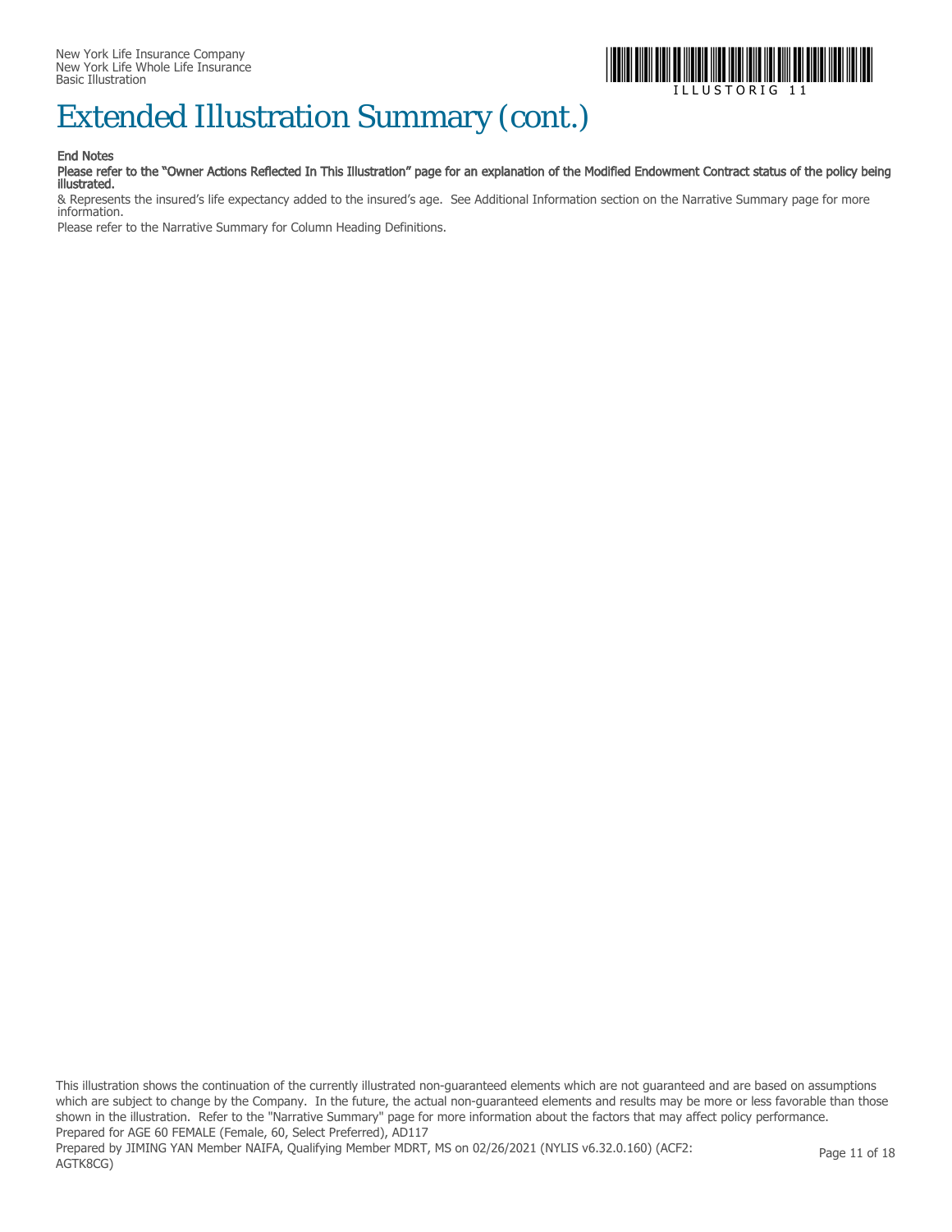# Extended Illustration Summary (cont.)

**End Notes**

**Please refer to the "Owner Actions Reflected In This Illustration" page for an explanation of the Modified Endowment Contract status of the policy being illustrated.**

& Represents the insured's life expectancy added to the insured's age. See Additional Information section on the Narrative Summary page for more information.

Please refer to the Narrative Summary for Column Heading Definitions.

This illustration shows the continuation of the currently illustrated non-guaranteed elements which are not guaranteed and are based on assumptions which are subject to change by the Company. In the future, the actual non-guaranteed elements and results may be more or less favorable than those shown in the illustration. Refer to the "Narrative Summary" page for more information about the factors that may affect policy performance.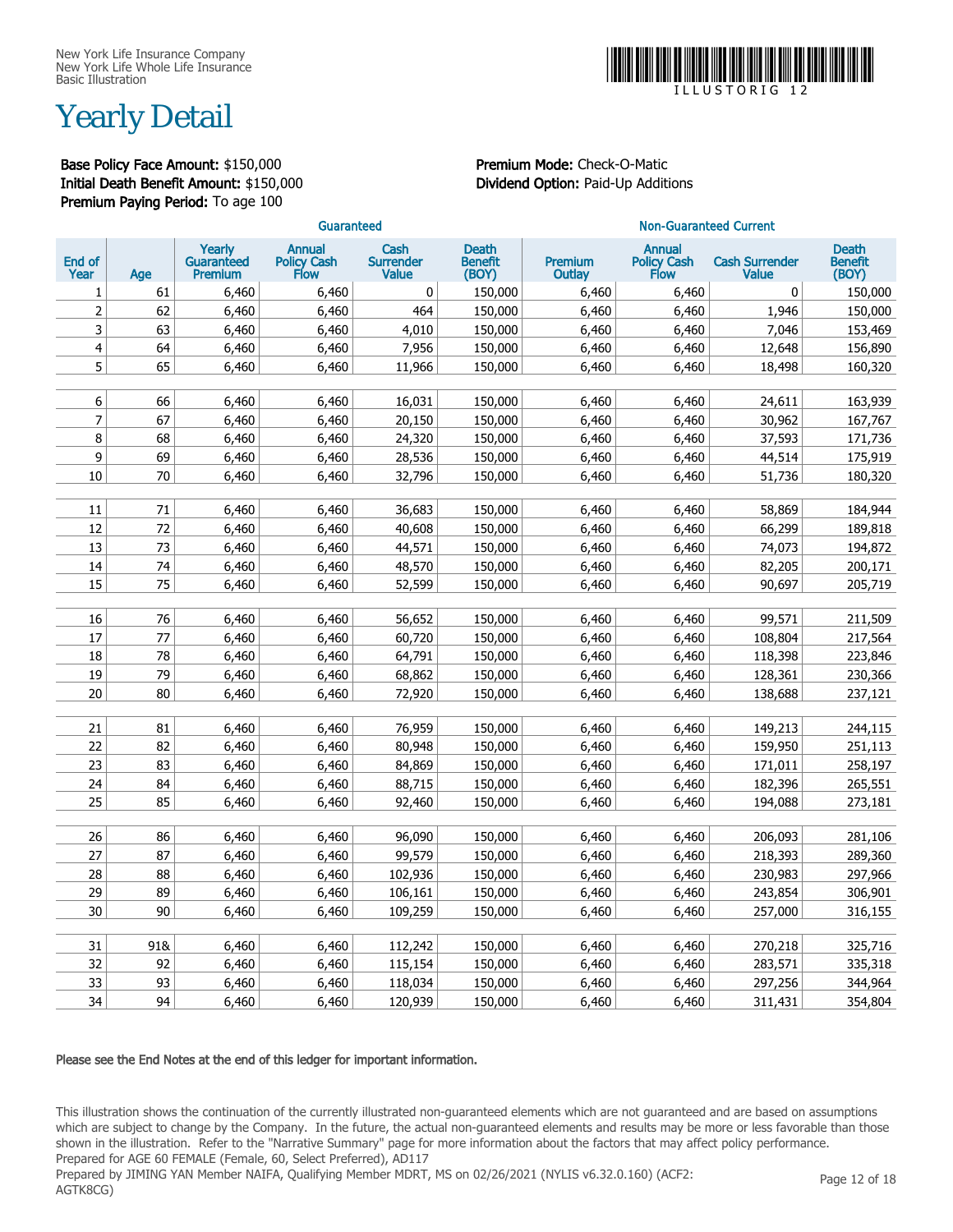New York Life Insurance Company
New York Life Whole Life Insurance
Basic Illustration

ILLUSTORIG 12

# Yearly Detail

**Base Policy Face Amount:** $150,000
**Initial Death Benefit Amount:** $150,000
**Premium Paying Period:** To age 100

**Premium Mode:** Check-O-Matic
**Dividend Option:** Paid-Up Additions

| | | Guaranteed | | | | Non-Guaranteed Current | | | |
|---|---|---|---|---|---|---|---|---|---|
| End of Year | Age | Yearly Guaranteed Premium | Annual Policy Cash Flow | Cash Surrender Value | Death Benefit (BOY) | Premium Outlay | Annual Policy Cash Flow | Cash Surrender Value | Death Benefit (BOY) |
| 1 | 61 | 6,460 | 6,460 | 0 | 150,000 | 6,460 | 6,460 | 0 | 150,000 |
| 2 | 62 | 6,460 | 6,460 | 464 | 150,000 | 6,460 | 6,460 | 1,946 | 150,000 |
| 3 | 63 | 6,460 | 6,460 | 4,010 | 150,000 | 6,460 | 6,460 | 7,046 | 153,469 |
| 4 | 64 | 6,460 | 6,460 | 7,956 | 150,000 | 6,460 | 6,460 | 12,648 | 156,890 |
| 5 | 65 | 6,460 | 6,460 | 11,966 | 150,000 | 6,460 | 6,460 | 18,498 | 160,320 |
| 6 | 66 | 6,460 | 6,460 | 16,031 | 150,000 | 6,460 | 6,460 | 24,611 | 163,939 |
| 7 | 67 | 6,460 | 6,460 | 20,150 | 150,000 | 6,460 | 6,460 | 30,962 | 167,767 |
| 8 | 68 | 6,460 | 6,460 | 24,320 | 150,000 | 6,460 | 6,460 | 37,593 | 171,736 |
| 9 | 69 | 6,460 | 6,460 | 28,536 | 150,000 | 6,460 | 6,460 | 44,514 | 175,919 |
| 10 | 70 | 6,460 | 6,460 | 32,796 | 150,000 | 6,460 | 6,460 | 51,736 | 180,320 |
| 11 | 71 | 6,460 | 6,460 | 36,683 | 150,000 | 6,460 | 6,460 | 58,869 | 184,944 |
| 12 | 72 | 6,460 | 6,460 | 40,608 | 150,000 | 6,460 | 6,460 | 66,299 | 189,818 |
| 13 | 73 | 6,460 | 6,460 | 44,571 | 150,000 | 6,460 | 6,460 | 74,073 | 194,872 |
| 14 | 74 | 6,460 | 6,460 | 48,570 | 150,000 | 6,460 | 6,460 | 82,205 | 200,171 |
| 15 | 75 | 6,460 | 6,460 | 52,599 | 150,000 | 6,460 | 6,460 | 90,697 | 205,719 |
| 16 | 76 | 6,460 | 6,460 | 56,652 | 150,000 | 6,460 | 6,460 | 99,571 | 211,509 |
| 17 | 77 | 6,460 | 6,460 | 60,720 | 150,000 | 6,460 | 6,460 | 108,804 | 217,564 |
| 18 | 78 | 6,460 | 6,460 | 64,791 | 150,000 | 6,460 | 6,460 | 118,398 | 223,846 |
| 19 | 79 | 6,460 | 6,460 | 68,862 | 150,000 | 6,460 | 6,460 | 128,361 | 230,366 |
| 20 | 80 | 6,460 | 6,460 | 72,920 | 150,000 | 6,460 | 6,460 | 138,688 | 237,121 |
| 21 | 81 | 6,460 | 6,460 | 76,959 | 150,000 | 6,460 | 6,460 | 149,213 | 244,115 |
| 22 | 82 | 6,460 | 6,460 | 80,948 | 150,000 | 6,460 | 6,460 | 159,950 | 251,113 |
| 23 | 83 | 6,460 | 6,460 | 84,869 | 150,000 | 6,460 | 6,460 | 171,011 | 258,197 |
| 24 | 84 | 6,460 | 6,460 | 88,715 | 150,000 | 6,460 | 6,460 | 182,396 | 265,551 |
| 25 | 85 | 6,460 | 6,460 | 92,460 | 150,000 | 6,460 | 6,460 | 194,088 | 273,181 |
| 26 | 86 | 6,460 | 6,460 | 96,090 | 150,000 | 6,460 | 6,460 | 206,093 | 281,106 |
| 27 | 87 | 6,460 | 6,460 | 99,579 | 150,000 | 6,460 | 6,460 | 218,393 | 289,360 |
| 28 | 88 | 6,460 | 6,460 | 102,936 | 150,000 | 6,460 | 6,460 | 230,983 | 297,966 |
| 29 | 89 | 6,460 | 6,460 | 106,161 | 150,000 | 6,460 | 6,460 | 243,854 | 306,901 |
| 30 | 90 | 6,460 | 6,460 | 109,259 | 150,000 | 6,460 | 6,460 | 257,000 | 316,155 |
| 31 | 91& | 6,460 | 6,460 | 112,242 | 150,000 | 6,460 | 6,460 | 270,218 | 325,716 |
| 32 | 92 | 6,460 | 6,460 | 115,154 | 150,000 | 6,460 | 6,460 | 283,571 | 335,318 |
| 33 | 93 | 6,460 | 6,460 | 118,034 | 150,000 | 6,460 | 6,460 | 297,256 | 344,964 |
| 34 | 94 | 6,460 | 6,460 | 120,939 | 150,000 | 6,460 | 6,460 | 311,431 | 354,804 |

Please see the End Notes at the end of this ledger for important information.

This illustration shows the continuation of the currently illustrated non-guaranteed elements which are not guaranteed and are based on assumptions which are subject to change by the Company. In the future, the actual non-guaranteed elements and results may be more or less favorable than those shown in the illustration. Refer to the "Narrative Summary" page for more information about the factors that may affect policy performance.
Prepared for AGE 60 FEMALE (Female, 60, Select Preferred), AD117
Prepared by JIMING YAN Member NAIFA, Qualifying Member MDRT, MS on 02/26/2021 (NYLIS v6.32.0.160) (ACF2: AGTK8CG)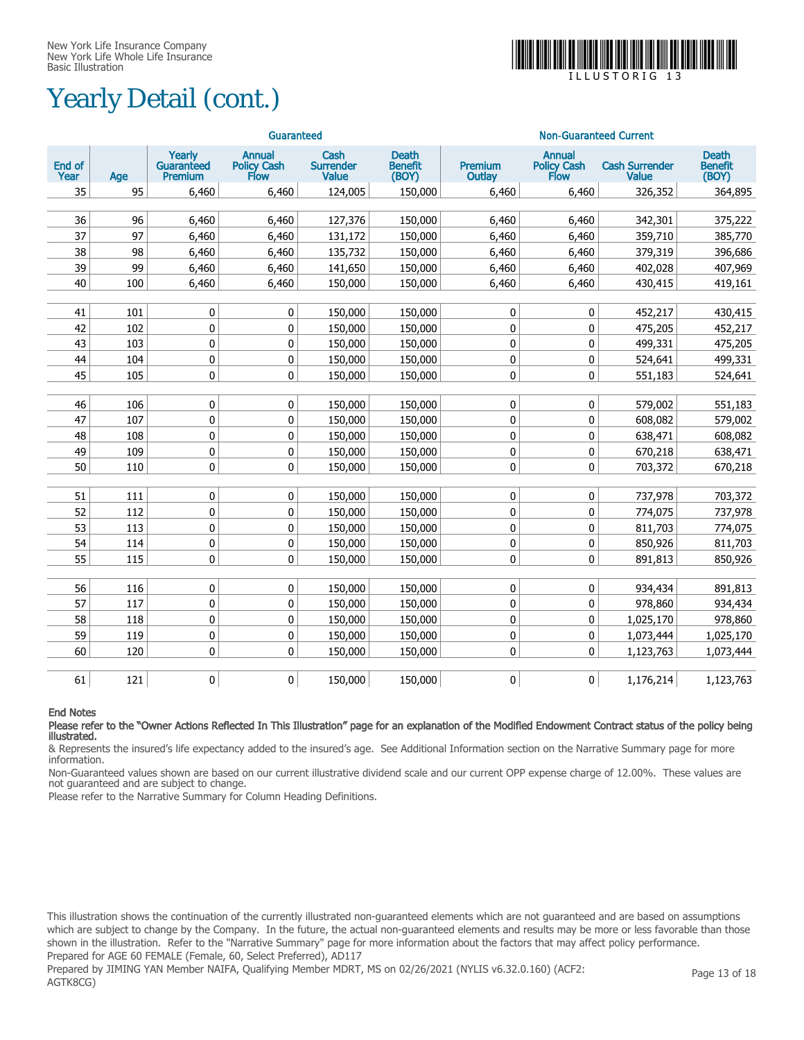New York Life Insurance Company
New York Life Whole Life Insurance
Basic Illustration

# Yearly Detail (cont.)

| | | Guaranteed | | | | Non-Guaranteed Current | | | |
|---|---|---|---|---|---|---|---|---|---|
| End of Year | Age | Yearly Guaranteed Premium | Annual Policy Cash Flow | Cash Surrender Value | Death Benefit (BOY) | Premium Outlay | Annual Policy Cash Flow | Cash Surrender Value | Death Benefit (BOY) |
| 35 | 95 | 6,460 | 6,460 | 124,005 | 150,000 | 6,460 | 6,460 | 326,352 | 364,895 |
| 36 | 96 | 6,460 | 6,460 | 127,376 | 150,000 | 6,460 | 6,460 | 342,301 | 375,222 |
| 37 | 97 | 6,460 | 6,460 | 131,172 | 150,000 | 6,460 | 6,460 | 359,710 | 385,770 |
| 38 | 98 | 6,460 | 6,460 | 135,732 | 150,000 | 6,460 | 6,460 | 379,319 | 396,686 |
| 39 | 99 | 6,460 | 6,460 | 141,650 | 150,000 | 6,460 | 6,460 | 402,028 | 407,969 |
| 40 | 100 | 6,460 | 6,460 | 150,000 | 150,000 | 6,460 | 6,460 | 430,415 | 419,161 |
| 41 | 101 | 0 | 0 | 150,000 | 150,000 | 0 | 0 | 452,217 | 430,415 |
| 42 | 102 | 0 | 0 | 150,000 | 150,000 | 0 | 0 | 475,205 | 452,217 |
| 43 | 103 | 0 | 0 | 150,000 | 150,000 | 0 | 0 | 499,331 | 475,205 |
| 44 | 104 | 0 | 0 | 150,000 | 150,000 | 0 | 0 | 524,641 | 499,331 |
| 45 | 105 | 0 | 0 | 150,000 | 150,000 | 0 | 0 | 551,183 | 524,641 |
| 46 | 106 | 0 | 0 | 150,000 | 150,000 | 0 | 0 | 579,002 | 551,183 |
| 47 | 107 | 0 | 0 | 150,000 | 150,000 | 0 | 0 | 608,082 | 579,002 |
| 48 | 108 | 0 | 0 | 150,000 | 150,000 | 0 | 0 | 638,471 | 608,082 |
| 49 | 109 | 0 | 0 | 150,000 | 150,000 | 0 | 0 | 670,218 | 638,471 |
| 50 | 110 | 0 | 0 | 150,000 | 150,000 | 0 | 0 | 703,372 | 670,218 |
| 51 | 111 | 0 | 0 | 150,000 | 150,000 | 0 | 0 | 737,978 | 703,372 |
| 52 | 112 | 0 | 0 | 150,000 | 150,000 | 0 | 0 | 774,075 | 737,978 |
| 53 | 113 | 0 | 0 | 150,000 | 150,000 | 0 | 0 | 811,703 | 774,075 |
| 54 | 114 | 0 | 0 | 150,000 | 150,000 | 0 | 0 | 850,926 | 811,703 |
| 55 | 115 | 0 | 0 | 150,000 | 150,000 | 0 | 0 | 891,813 | 850,926 |
| 56 | 116 | 0 | 0 | 150,000 | 150,000 | 0 | 0 | 934,434 | 891,813 |
| 57 | 117 | 0 | 0 | 150,000 | 150,000 | 0 | 0 | 978,860 | 934,434 |
| 58 | 118 | 0 | 0 | 150,000 | 150,000 | 0 | 0 | 1,025,170 | 978,860 |
| 59 | 119 | 0 | 0 | 150,000 | 150,000 | 0 | 0 | 1,073,444 | 1,025,170 |
| 60 | 120 | 0 | 0 | 150,000 | 150,000 | 0 | 0 | 1,123,763 | 1,073,444 |
| 61 | 121 | 0 | 0 | 150,000 | 150,000 | 0 | 0 | 1,176,214 | 1,123,763 |

**End Notes**

**Please refer to the "Owner Actions Reflected In This Illustration" page for an explanation of the Modified Endowment Contract status of the policy being illustrated.**

& Represents the insured's life expectancy added to the insured's age. See Additional Information section on the Narrative Summary page for more information.

Non-Guaranteed values shown are based on our current illustrative dividend scale and our current OPP expense charge of 12.00%. These values are not guaranteed and are subject to change.

Please refer to the Narrative Summary for Column Heading Definitions.

This illustration shows the continuation of the currently illustrated non-guaranteed elements which are not guaranteed and are based on assumptions which are subject to change by the Company. In the future, the actual non-guaranteed elements and results may be more or less favorable than those shown in the illustration. Refer to the "Narrative Summary" page for more information about the factors that may affect policy performance.

Prepared for AGE 60 FEMALE (Female, 60, Select Preferred), AD117

Prepared by JIMING YAN Member NAIFA, Qualifying Member MDRT, MS on 02/26/2021 (NYLIS v6.32.0.160) (ACF2: AGTK8CG)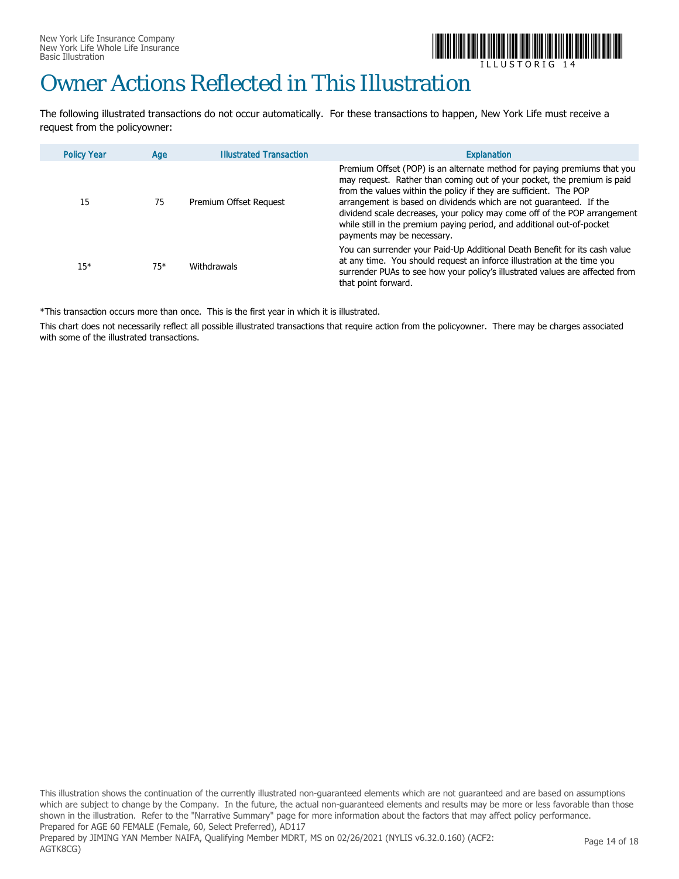# Owner Actions Reflected in This Illustration

The following illustrated transactions do not occur automatically. For these transactions to happen, New York Life must receive a request from the policyowner:

| Policy Year | Age | Illustrated Transaction | Explanation |
|---|---|---|---|
| 15 | 75 | Premium Offset Request | Premium Offset (POP) is an alternate method for paying premiums that you may request. Rather than coming out of your pocket, the premium is paid from the values within the policy if they are sufficient. The POP arrangement is based on dividends which are not guaranteed. If the dividend scale decreases, your policy may come off of the POP arrangement while still in the premium paying period, and additional out-of-pocket payments may be necessary. |
| 15* | 75* | Withdrawals | You can surrender your Paid-Up Additional Death Benefit for its cash value at any time. You should request an inforce illustration at the time you surrender PUAs to see how your policy's illustrated values are affected from that point forward. |

*This transaction occurs more than once. This is the first year in which it is illustrated.

This chart does not necessarily reflect all possible illustrated transactions that require action from the policyowner. There may be charges associated with some of the illustrated transactions.

This illustration shows the continuation of the currently illustrated non-guaranteed elements which are not guaranteed and are based on assumptions which are subject to change by the Company. In the future, the actual non-guaranteed elements and results may be more or less favorable than those shown in the illustration. Refer to the "Narrative Summary" page for more information about the factors that may affect policy performance.

Prepared for AGE 60 FEMALE (Female, 60, Select Preferred), AD117

Prepared by JIMING YAN Member NAIFA, Qualifying Member MDRT, MS on 02/26/2021 (NYLIS v6.32.0.160) (ACF2: AGTK8CG)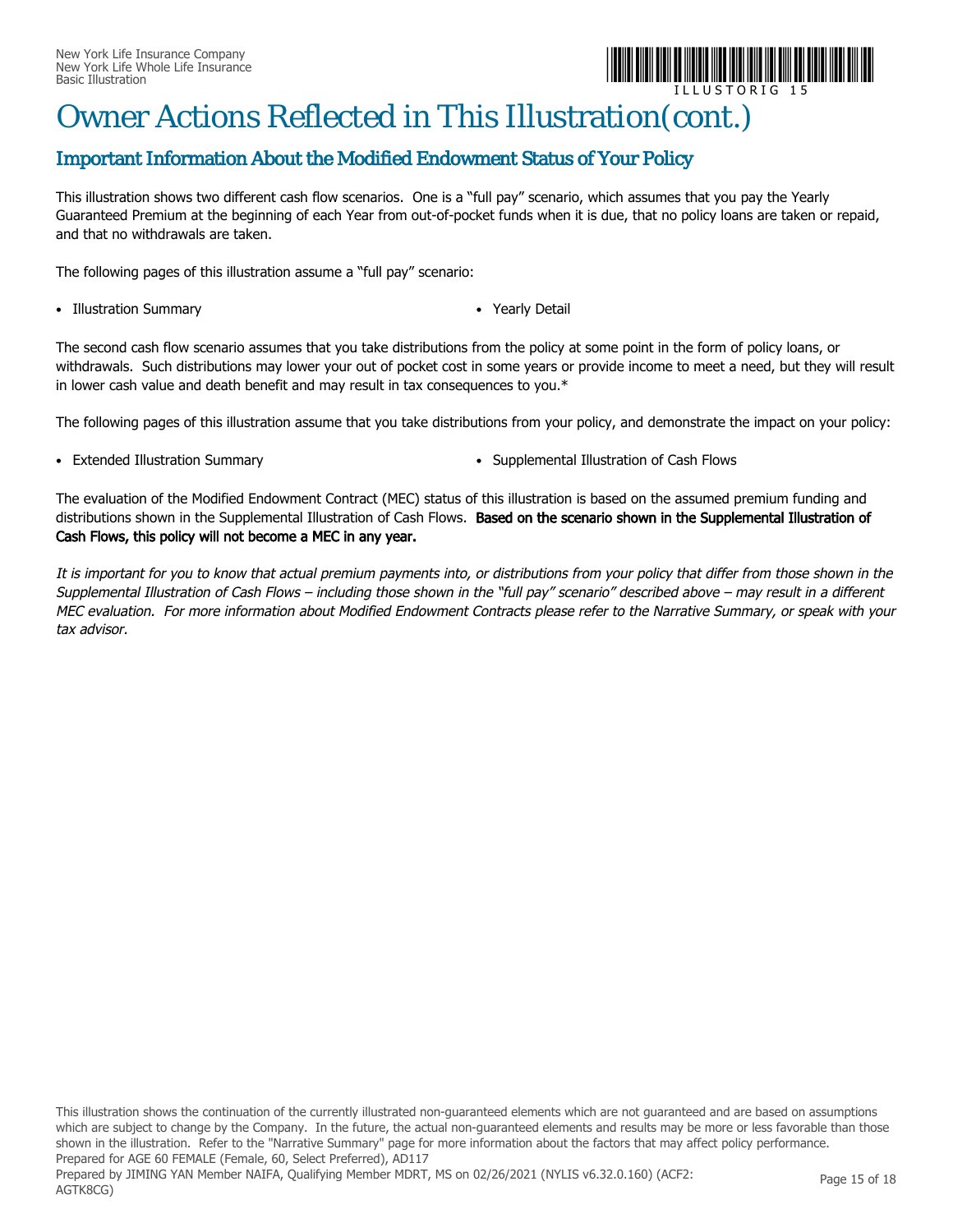# Owner Actions Reflected in This Illustration(cont.)

## Important Information About the Modified Endowment Status of Your Policy

This illustration shows two different cash flow scenarios. One is a "full pay" scenario, which assumes that you pay the Yearly Guaranteed Premium at the beginning of each Year from out-of-pocket funds when it is due, that no policy loans are taken or repaid, and that no withdrawals are taken.

The following pages of this illustration assume a "full pay" scenario:

- Illustration Summary
- Yearly Detail

The second cash flow scenario assumes that you take distributions from the policy at some point in the form of policy loans, or withdrawals. Such distributions may lower your out of pocket cost in some years or provide income to meet a need, but they will result in lower cash value and death benefit and may result in tax consequences to you.*

The following pages of this illustration assume that you take distributions from your policy, and demonstrate the impact on your policy:

- Extended Illustration Summary
- Supplemental Illustration of Cash Flows

The evaluation of the Modified Endowment Contract (MEC) status of this illustration is based on the assumed premium funding and distributions shown in the Supplemental Illustration of Cash Flows. **Based on the scenario shown in the Supplemental Illustration of Cash Flows, this policy will not become a MEC in any year.**

*It is important for you to know that actual premium payments into, or distributions from your policy that differ from those shown in the Supplemental Illustration of Cash Flows – including those shown in the "full pay" scenario" described above – may result in a different MEC evaluation. For more information about Modified Endowment Contracts please refer to the Narrative Summary, or speak with your tax advisor.*

This illustration shows the continuation of the currently illustrated non-guaranteed elements which are not guaranteed and are based on assumptions which are subject to change by the Company. In the future, the actual non-guaranteed elements and results may be more or less favorable than those shown in the illustration. Refer to the "Narrative Summary" page for more information about the factors that may affect policy performance.
Prepared for AGE 60 FEMALE (Female, 60, Select Preferred), AD117
Prepared by JIMING YAN Member NAIFA, Qualifying Member MDRT, MS on 02/26/2021 (NYLIS v6.32.0.160) (ACF2: AGTK8CG)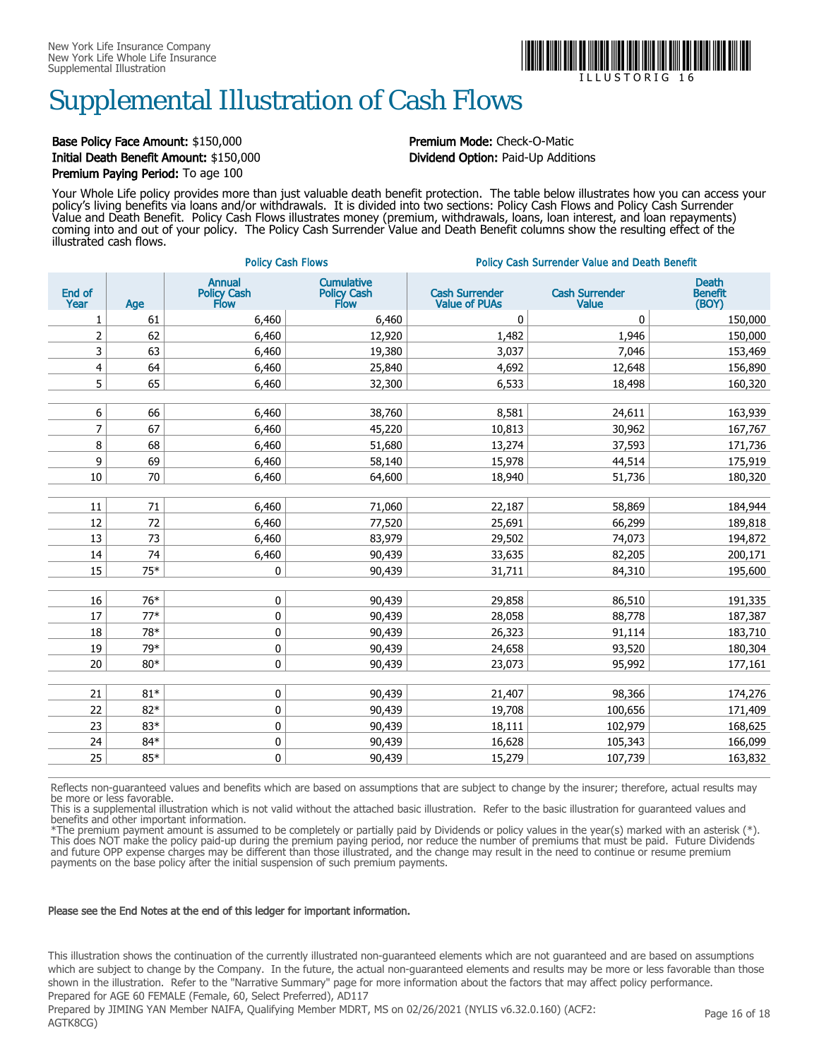New York Life Insurance Company
New York Life Whole Life Insurance
Supplemental Illustration

ILLUSTORIG 16

# Supplemental Illustration of Cash Flows

**Base Policy Face Amount:** $150,000
**Initial Death Benefit Amount:** $150,000
**Premium Paying Period:** To age 100

**Premium Mode:** Check-O-Matic
**Dividend Option:** Paid-Up Additions

Your Whole Life policy provides more than just valuable death benefit protection. The table below illustrates how you can access your policy's living benefits via loans and/or withdrawals. It is divided into two sections: Policy Cash Flows and Policy Cash Surrender Value and Death Benefit. Policy Cash Flows illustrates money (premium, withdrawals, loans, loan interest, and loan repayments) coming into and out of your policy. The Policy Cash Surrender Value and Death Benefit columns show the resulting effect of the illustrated cash flows.

| | | Policy Cash Flows | | Policy Cash Surrender Value and Death Benefit | | |
|---|---|---|---|---|---|---|
| End of Year | Age | Annual Policy Cash Flow | Cumulative Policy Cash Flow | Cash Surrender Value of PUAs | Cash Surrender Value | Death Benefit (BOY) |
| 1 | 61 | 6,460 | 6,460 | 0 | 0 | 150,000 |
| 2 | 62 | 6,460 | 12,920 | 1,482 | 1,946 | 150,000 |
| 3 | 63 | 6,460 | 19,380 | 3,037 | 7,046 | 153,469 |
| 4 | 64 | 6,460 | 25,840 | 4,692 | 12,648 | 156,890 |
| 5 | 65 | 6,460 | 32,300 | 6,533 | 18,498 | 160,320 |
| 6 | 66 | 6,460 | 38,760 | 8,581 | 24,611 | 163,939 |
| 7 | 67 | 6,460 | 45,220 | 10,813 | 30,962 | 167,767 |
| 8 | 68 | 6,460 | 51,680 | 13,274 | 37,593 | 171,736 |
| 9 | 69 | 6,460 | 58,140 | 15,978 | 44,514 | 175,919 |
| 10 | 70 | 6,460 | 64,600 | 18,940 | 51,736 | 180,320 |
| 11 | 71 | 6,460 | 71,060 | 22,187 | 58,869 | 184,944 |
| 12 | 72 | 6,460 | 77,520 | 25,691 | 66,299 | 189,818 |
| 13 | 73 | 6,460 | 83,979 | 29,502 | 74,073 | 194,872 |
| 14 | 74 | 6,460 | 90,439 | 33,635 | 82,205 | 200,171 |
| 15 | 75* | 0 | 90,439 | 31,711 | 84,310 | 195,600 |
| 16 | 76* | 0 | 90,439 | 29,858 | 86,510 | 191,335 |
| 17 | 77* | 0 | 90,439 | 28,058 | 88,778 | 187,387 |
| 18 | 78* | 0 | 90,439 | 26,323 | 91,114 | 183,710 |
| 19 | 79* | 0 | 90,439 | 24,658 | 93,520 | 180,304 |
| 20 | 80* | 0 | 90,439 | 23,073 | 95,992 | 177,161 |
| 21 | 81* | 0 | 90,439 | 21,407 | 98,366 | 174,276 |
| 22 | 82* | 0 | 90,439 | 19,708 | 100,656 | 171,409 |
| 23 | 83* | 0 | 90,439 | 18,111 | 102,979 | 168,625 |
| 24 | 84* | 0 | 90,439 | 16,628 | 105,343 | 166,099 |
| 25 | 85* | 0 | 90,439 | 15,279 | 107,739 | 163,832 |

Reflects non-guaranteed values and benefits which are based on assumptions that are subject to change by the insurer; therefore, actual results may be more or less favorable.
This is a supplemental illustration which is not valid without the attached basic illustration. Refer to the basic illustration for guaranteed values and benefits and other important information.
*The premium payment amount is assumed to be completely or partially paid by Dividends or policy values in the year(s) marked with an asterisk (*). This does NOT make the policy paid-up during the premium paying period, nor reduce the number of premiums that must be paid. Future Dividends and future OPP expense charges may be different than those illustrated, and the change may result in the need to continue or resume premium payments on the base policy after the initial suspension of such premium payments.

**Please see the End Notes at the end of this ledger for important information.**

This illustration shows the continuation of the currently illustrated non-guaranteed elements which are not guaranteed and are based on assumptions which are subject to change by the Company. In the future, the actual non-guaranteed elements and results may be more or less favorable than those shown in the illustration. Refer to the "Narrative Summary" page for more information about the factors that may affect policy performance.
Prepared for AGE 60 FEMALE (Female, 60, Select Preferred), AD117
Prepared by JIMING YAN Member NAIFA, Qualifying Member MDRT, MS on 02/26/2021 (NYLIS v6.32.0.160) (ACF2: AGTK8CG)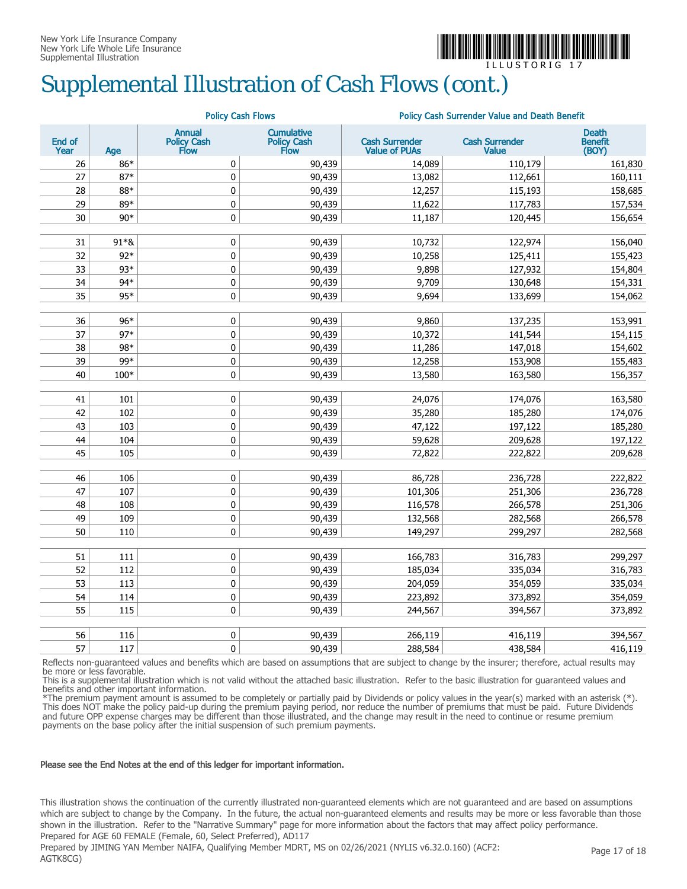New York Life Insurance Company
New York Life Whole Life Insurance
Supplemental Illustration

# Supplemental Illustration of Cash Flows (cont.)

| | | Policy Cash Flows | | Policy Cash Surrender Value and Death Benefit | | |
|---|---|---|---|---|---|---|
| End of Year | Age | Annual Policy Cash Flow | Cumulative Policy Cash Flow | Cash Surrender Value of PUAs | Cash Surrender Value | Death Benefit (BOY) |
| 26 | 86* | 0 | 90,439 | 14,089 | 110,179 | 161,830 |
| 27 | 87* | 0 | 90,439 | 13,082 | 112,661 | 160,111 |
| 28 | 88* | 0 | 90,439 | 12,257 | 115,193 | 158,685 |
| 29 | 89* | 0 | 90,439 | 11,622 | 117,783 | 157,534 |
| 30 | 90* | 0 | 90,439 | 11,187 | 120,445 | 156,654 |
| 31 | 91*& | 0 | 90,439 | 10,732 | 122,974 | 156,040 |
| 32 | 92* | 0 | 90,439 | 10,258 | 125,411 | 155,423 |
| 33 | 93* | 0 | 90,439 | 9,898 | 127,932 | 154,804 |
| 34 | 94* | 0 | 90,439 | 9,709 | 130,648 | 154,331 |
| 35 | 95* | 0 | 90,439 | 9,694 | 133,699 | 154,062 |
| 36 | 96* | 0 | 90,439 | 9,860 | 137,235 | 153,991 |
| 37 | 97* | 0 | 90,439 | 10,372 | 141,544 | 154,115 |
| 38 | 98* | 0 | 90,439 | 11,286 | 147,018 | 154,602 |
| 39 | 99* | 0 | 90,439 | 12,258 | 153,908 | 155,483 |
| 40 | 100* | 0 | 90,439 | 13,580 | 163,580 | 156,357 |
| 41 | 101 | 0 | 90,439 | 24,076 | 174,076 | 163,580 |
| 42 | 102 | 0 | 90,439 | 35,280 | 185,280 | 174,076 |
| 43 | 103 | 0 | 90,439 | 47,122 | 197,122 | 185,280 |
| 44 | 104 | 0 | 90,439 | 59,628 | 209,628 | 197,122 |
| 45 | 105 | 0 | 90,439 | 72,822 | 222,822 | 209,628 |
| 46 | 106 | 0 | 90,439 | 86,728 | 236,728 | 222,822 |
| 47 | 107 | 0 | 90,439 | 101,306 | 251,306 | 236,728 |
| 48 | 108 | 0 | 90,439 | 116,578 | 266,578 | 251,306 |
| 49 | 109 | 0 | 90,439 | 132,568 | 282,568 | 266,578 |
| 50 | 110 | 0 | 90,439 | 149,297 | 299,297 | 282,568 |
| 51 | 111 | 0 | 90,439 | 166,783 | 316,783 | 299,297 |
| 52 | 112 | 0 | 90,439 | 185,034 | 335,034 | 316,783 |
| 53 | 113 | 0 | 90,439 | 204,059 | 354,059 | 335,034 |
| 54 | 114 | 0 | 90,439 | 223,892 | 373,892 | 354,059 |
| 55 | 115 | 0 | 90,439 | 244,567 | 394,567 | 373,892 |
| 56 | 116 | 0 | 90,439 | 266,119 | 416,119 | 394,567 |
| 57 | 117 | 0 | 90,439 | 288,584 | 438,584 | 416,119 |

Reflects non-guaranteed values and benefits which are based on assumptions that are subject to change by the insurer; therefore, actual results may be more or less favorable.
This is a supplemental illustration which is not valid without the attached basic illustration. Refer to the basic illustration for guaranteed values and benefits and other important information.
*The premium payment amount is assumed to be completely or partially paid by Dividends or policy values in the year(s) marked with an asterisk (*). This does NOT make the policy paid-up during the premium paying period, nor reduce the number of premiums that must be paid. Future Dividends and future OPP expense charges may be different than those illustrated, and the change may result in the need to continue or resume premium payments on the base policy after the initial suspension of such premium payments.

**Please see the End Notes at the end of this ledger for important information.**

This illustration shows the continuation of the currently illustrated non-guaranteed elements which are not guaranteed and are based on assumptions which are subject to change by the Company. In the future, the actual non-guaranteed elements and results may be more or less favorable than those shown in the illustration. Refer to the "Narrative Summary" page for more information about the factors that may affect policy performance.
Prepared for AGE 60 FEMALE (Female, 60, Select Preferred), AD117
Prepared by JIMING YAN Member NAIFA, Qualifying Member MDRT, MS on 02/26/2021 (NYLIS v6.32.0.160) (ACF2: AGTK8CG)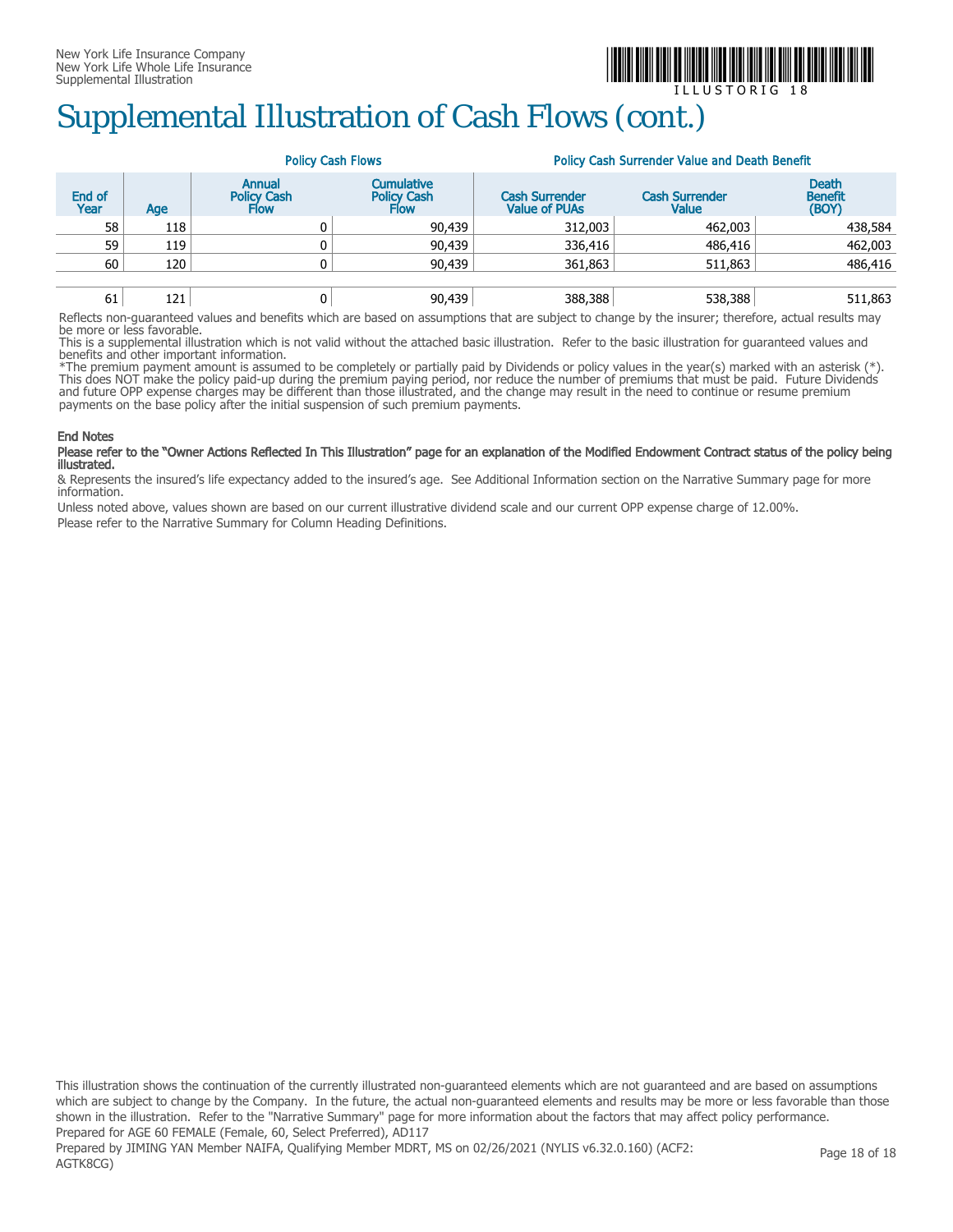# Supplemental Illustration of Cash Flows (cont.)

| | | Policy Cash Flows | | Policy Cash Surrender Value and Death Benefit | | |
|---|---|---|---|---|---|---|
| End of Year | Age | Annual Policy Cash Flow | Cumulative Policy Cash Flow | Cash Surrender Value of PUAs | Cash Surrender Value | Death Benefit (BOY) |
| 58 | 118 | 0 | 90,439 | 312,003 | 462,003 | 438,584 |
| 59 | 119 | 0 | 90,439 | 336,416 | 486,416 | 462,003 |
| 60 | 120 | 0 | 90,439 | 361,863 | 511,863 | 486,416 |
| 61 | 121 | 0 | 90,439 | 388,388 | 538,388 | 511,863 |

Reflects non-guaranteed values and benefits which are based on assumptions that are subject to change by the insurer; therefore, actual results may be more or less favorable.

This is a supplemental illustration which is not valid without the attached basic illustration. Refer to the basic illustration for guaranteed values and benefits and other important information.

*The premium payment amount is assumed to be completely or partially paid by Dividends or policy values in the year(s) marked with an asterisk (*). This does NOT make the policy paid-up during the premium paying period, nor reduce the number of premiums that must be paid. Future Dividends and future OPP expense charges may be different than those illustrated, and the change may result in the need to continue or resume premium payments on the base policy after the initial suspension of such premium payments.

**End Notes**

**Please refer to the "Owner Actions Reflected In This Illustration" page for an explanation of the Modified Endowment Contract status of the policy being illustrated.**

& Represents the insured's life expectancy added to the insured's age. See Additional Information section on the Narrative Summary page for more information.

Unless noted above, values shown are based on our current illustrative dividend scale and our current OPP expense charge of 12.00%.

Please refer to the Narrative Summary for Column Heading Definitions.

This illustration shows the continuation of the currently illustrated non-guaranteed elements which are not guaranteed and are based on assumptions which are subject to change by the Company. In the future, the actual non-guaranteed elements and results may be more or less favorable than those shown in the illustration. Refer to the "Narrative Summary" page for more information about the factors that may affect policy performance.

Prepared for AGE 60 FEMALE (Female, 60, Select Preferred), AD117

Prepared by JIMING YAN Member NAIFA, Qualifying Member MDRT, MS on 02/26/2021 (NYLIS v6.32.0.160) (ACF2: AGTK8CG)